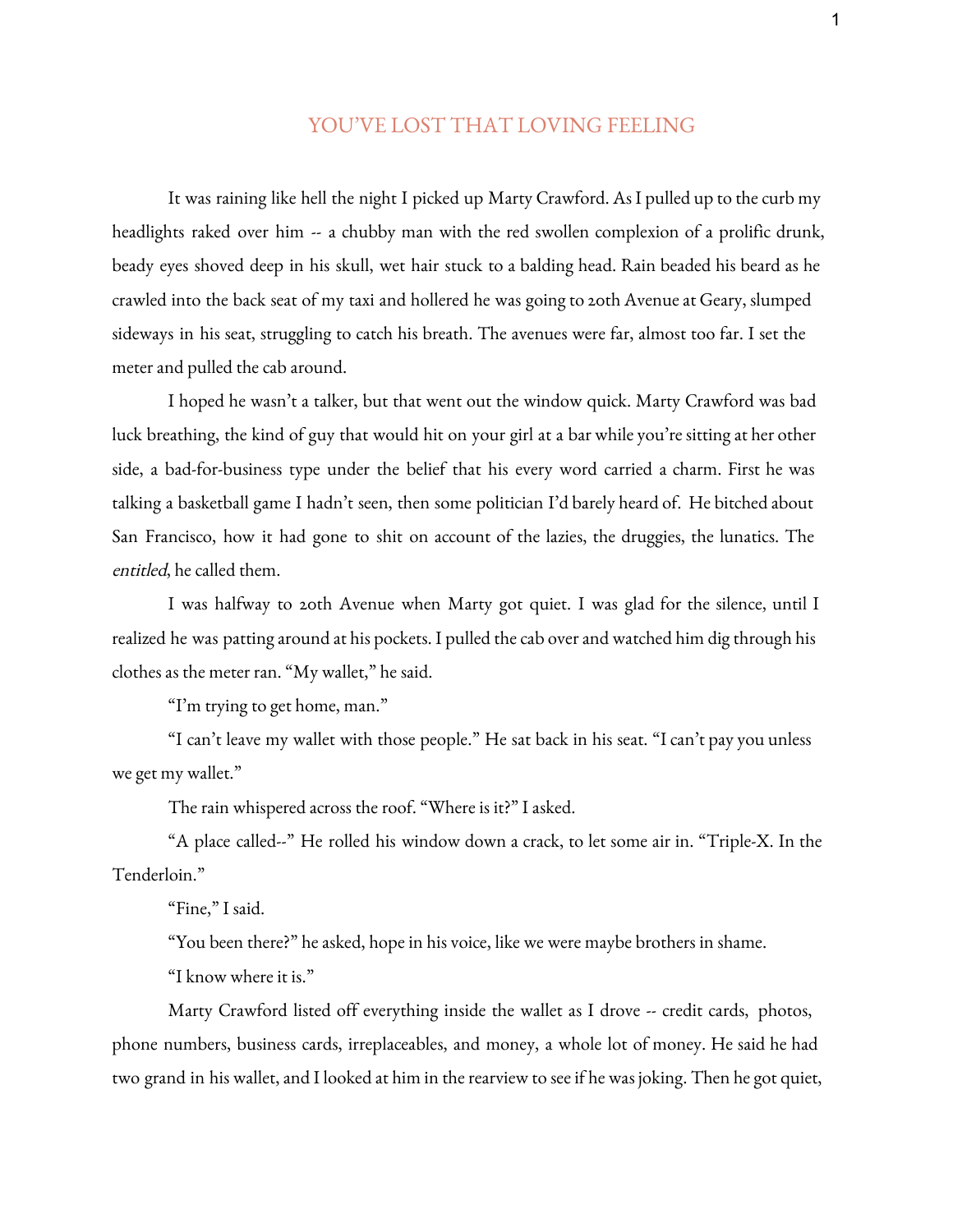# YOU'VE LOST THAT LOVING FEELING

It was raining like hell the night I picked up Marty Crawford. As I pulled up to the curb my headlights raked over him -- a chubby man with the red swollen complexion of a prolific drunk, beady eyes shoved deep in his skull, wet hair stuck to a balding head. Rain beaded his beard as he crawled into the back seat of my taxi and hollered he was going to 20th Avenue at Geary, slumped sideways in his seat, struggling to catch his breath. The avenues were far, almost too far. I set the meter and pulled the cab around.

I hoped he wasn't a talker, but that went out the window quick. Marty Crawford was bad luck breathing, the kind of guy that would hit on your girl at a bar while you're sitting at her other side, a bad-for-business type under the belief that his every word carried a charm. First he was talking a basketball game I hadn't seen, then some politician I'd barely heard of. He bitched about San Francisco, how it had gone to shit on account of the lazies, the druggies, the lunatics. The *entitled*, he called them.

I was halfway to 20th Avenue when Marty got quiet. I was glad for the silence, until I realized he was patting around at his pockets. I pulled the cab over and watched him dig through his clothes as the meter ran. "My wallet," he said.

"I'm trying to get home, man."

"I can't leave my wallet with those people." He sat back in his seat. "I can't pay you unless we get my wallet."

The rain whispered across the roof. "Where is it?" I asked.

"A place called--" He rolled his window down a crack, to let some air in. "Triple-X. In the Tenderloin."

"Fine," I said.

"You been there?" he asked, hope in his voice, like we were maybe brothers in shame.

"I know where it is."

Marty Crawford listed off everything inside the wallet as I drove -- credit cards, photos, phone numbers, business cards, irreplaceables, and money, a whole lot of money. He said he had two grand in his wallet, and I looked at him in the rearview to see if he was joking. Then he got quiet,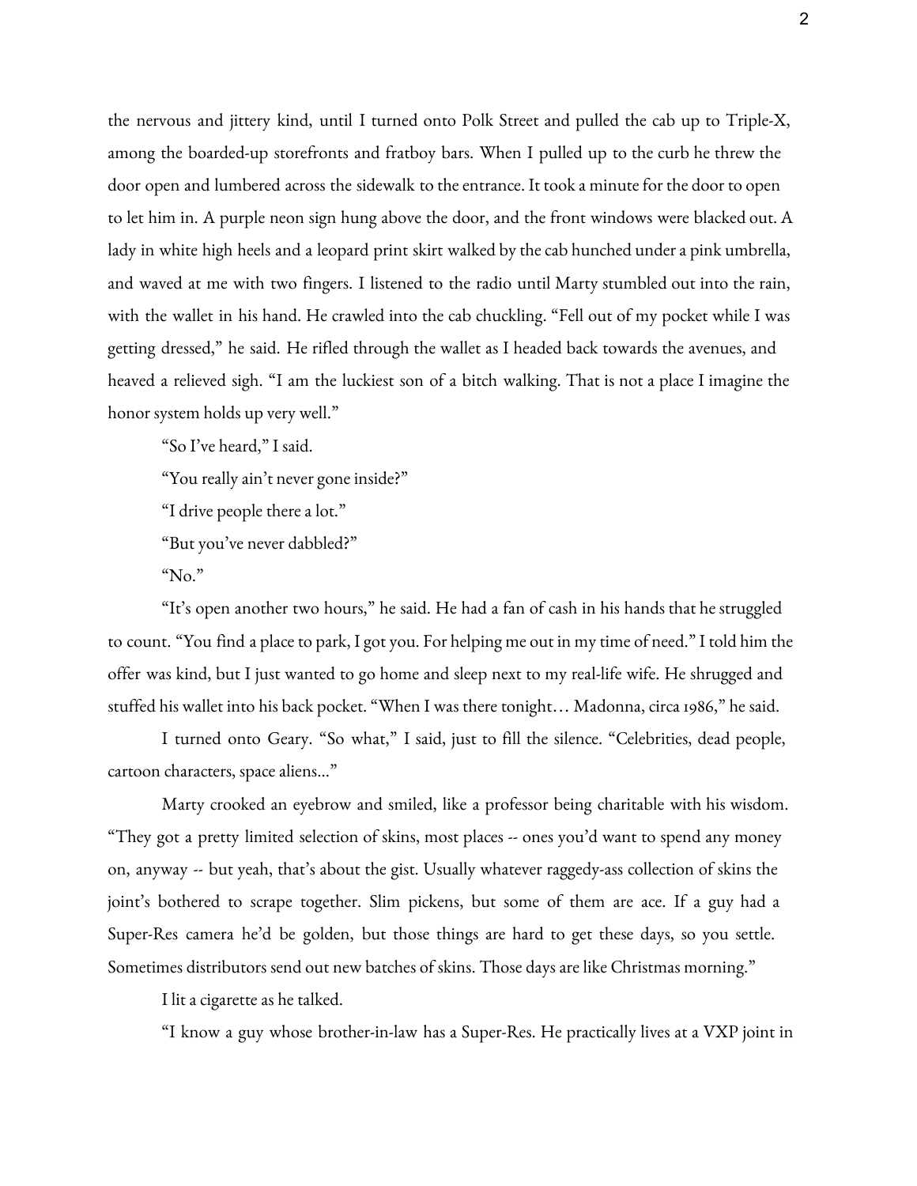the nervous and jittery kind, until I turned onto Polk Street and pulled the cab up to Triple-X, among the boarded-up storefronts and fratboy bars. When I pulled up to the curb he threw the door open and lumbered across the sidewalk to the entrance. It took a minute for the door to open to let him in. A purple neon sign hung above the door, and the front windows were blacked out. A lady in white high heels and a leopard print skirt walked by the cab hunched under a pink umbrella, and waved at me with two fingers. I listened to the radio until Marty stumbled out into the rain, with the wallet in his hand. He crawled into the cab chuckling. "Fell out of my pocket while I was getting dressed," he said. He rifled through the wallet as I headed back towards the avenues, and heaved a relieved sigh. "I am the luckiest son of a bitch walking. That is not a place I imagine the honor system holds up very well."

"So I've heard," I said.

"You really ain't never gone inside?"

"I drive people there a lot."

"But you've never dabbled?"

"No."

"It's open another two hours," he said. He had a fan of cash in his hands that he struggled to count. "You find a place to park, I got you. For helping me out in my time of need." I told him the offer was kind, but I just wanted to go home and sleep next to my real-life wife. He shrugged and stuffed his wallet into his back pocket. "When I was there tonight… Madonna, circa 1986," he said.

I turned onto Geary. "So what," I said, just to fill the silence. "Celebrities, dead people, cartoon characters, space aliens..."

Marty crooked an eyebrow and smiled, like a professor being charitable with his wisdom. "They got a pretty limited selection of skins, most places -- ones you'd want to spend any money on, anyway -- but yeah, that's about the gist. Usually whatever raggedy-ass collection of skins the joint's bothered to scrape together. Slim pickens, but some of them are ace. If a guy had a Super-Res camera he'd be golden, but those things are hard to get these days, so you settle. Sometimes distributors send out new batches of skins. Those days are like Christmas morning."

I lit a cigarette as he talked.

"I know a guy whose brother-in-law has a Super-Res. He practically lives at a VXP joint in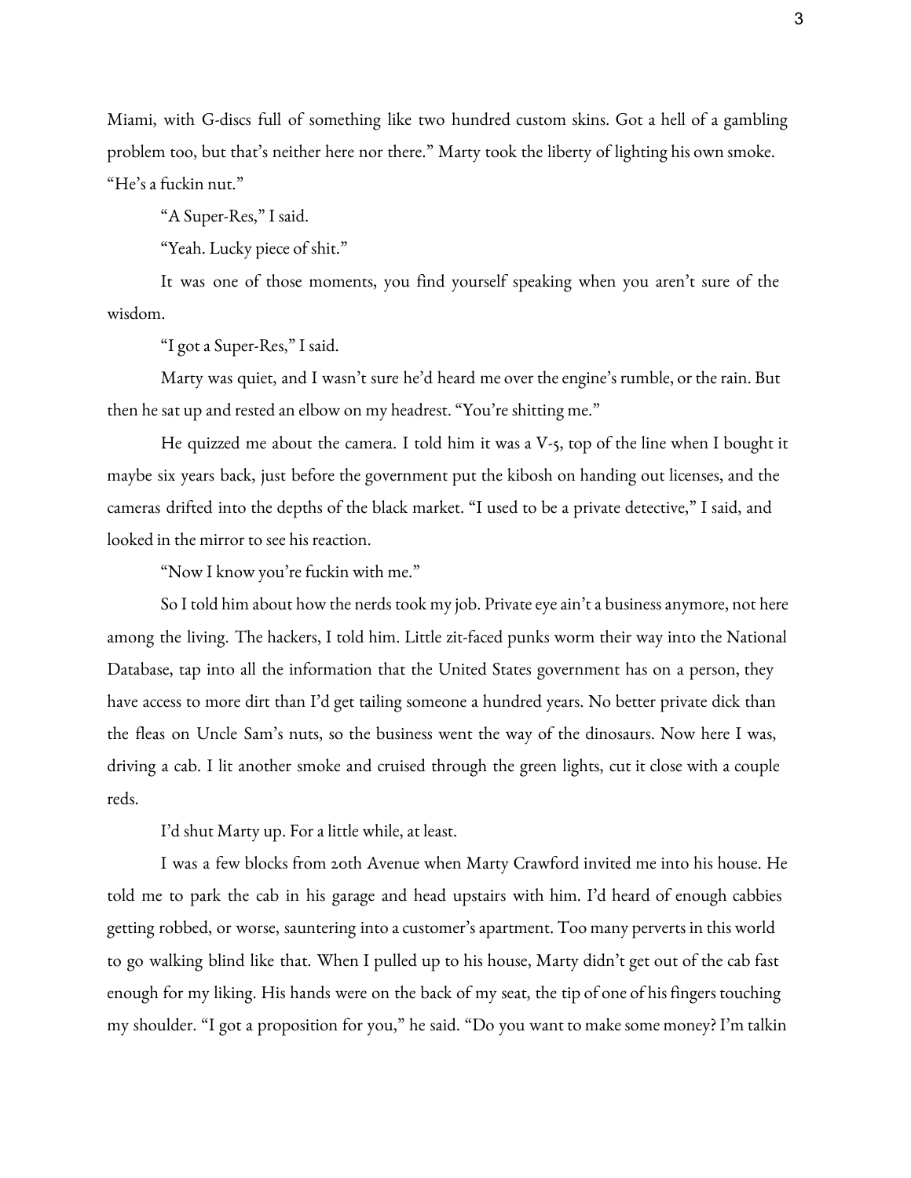Miami, with G-discs full of something like two hundred custom skins. Got a hell of a gambling problem too, but that's neither here nor there." Marty took the liberty of lighting his own smoke. "He's a fuckin nut."

"A Super-Res," I said.

"Yeah. Lucky piece of shit."

It was one of those moments, you find yourself speaking when you aren't sure of the wisdom.

"I got a Super-Res," I said.

Marty was quiet, and I wasn't sure he'd heard me over the engine's rumble, or the rain. But then he sat up and rested an elbow on my headrest. "You're shitting me."

He quizzed me about the camera. I told him it was a V-5, top of the line when I bought it maybe six years back, just before the government put the kibosh on handing out licenses, and the cameras drifted into the depths of the black market. "I used to be a private detective," I said, and looked in the mirror to see his reaction.

"Now I know you're fuckin with me."

So I told him about how the nerds took my job. Private eye ain't a business anymore, not here among the living. The hackers, I told him. Little zit-faced punks worm their way into the National Database, tap into all the information that the United States government has on a person, they have access to more dirt than I'd get tailing someone a hundred years. No better private dick than the fleas on Uncle Sam's nuts, so the business went the way of the dinosaurs. Now here I was, driving a cab. I lit another smoke and cruised through the green lights, cut it close with a couple reds.

I'd shut Marty up. For a little while, at least.

I was a few blocks from 20th Avenue when Marty Crawford invited me into his house. He told me to park the cab in his garage and head upstairs with him. I'd heard of enough cabbies getting robbed, or worse, sauntering into a customer's apartment. Too many perverts in this world to go walking blind like that. When I pulled up to his house, Marty didn't get out of the cab fast enough for my liking. His hands were on the back of my seat, the tip of one of his fingers touching my shoulder. "I got a proposition for you," he said. "Do you want to make some money? I'm talkin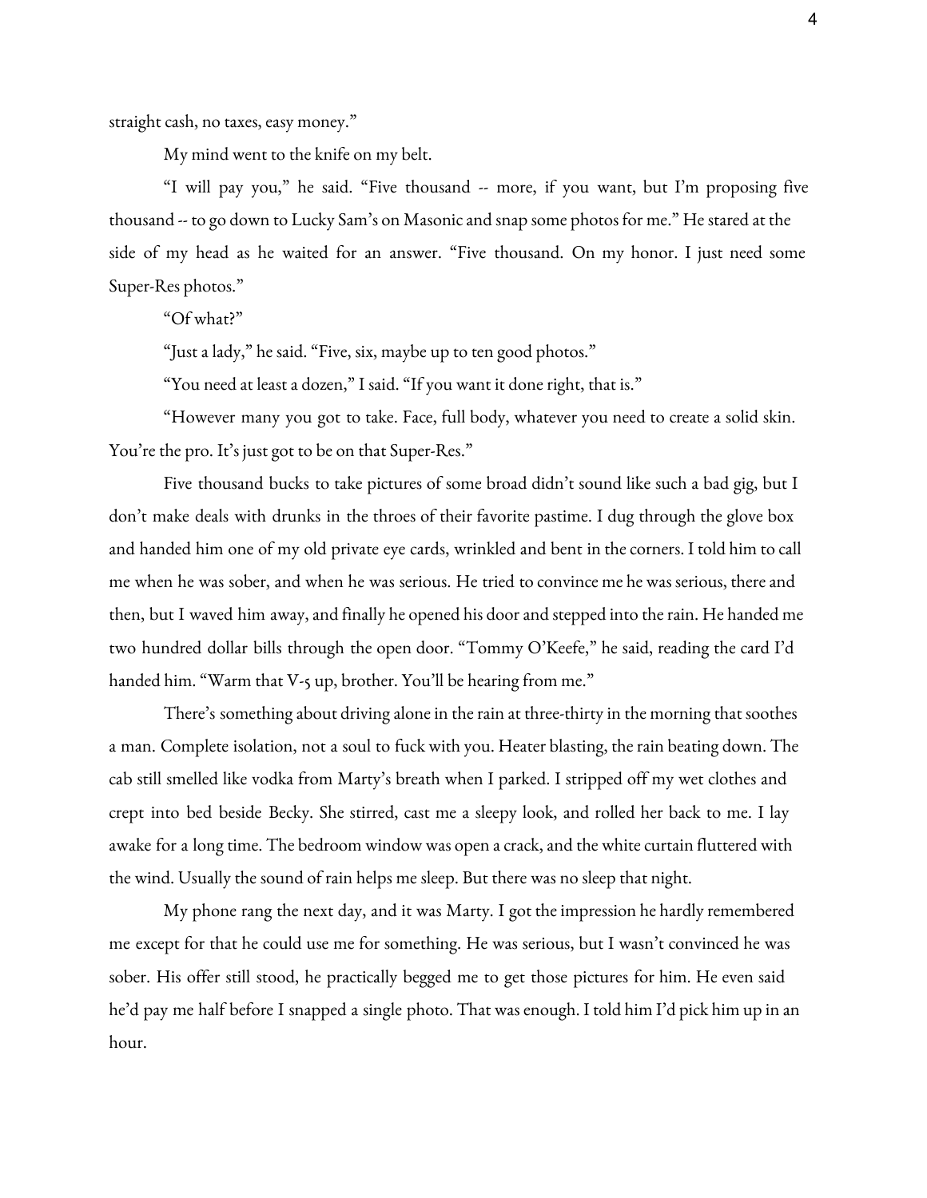straight cash, no taxes, easy money."

My mind went to the knife on my belt.

"I will pay you," he said. "Five thousand -- more, if you want, but I'm proposing five thousand -- to go down to Lucky Sam's on Masonic and snap some photos for me." He stared at the side of my head as he waited for an answer. "Five thousand. On my honor. I just need some Super-Res photos."

"Of what?"

"Just a lady," he said. "Five, six, maybe up to ten good photos."

"You need at least a dozen," I said. "If you want it done right, that is."

"However many you got to take. Face, full body, whatever you need to create a solid skin. You're the pro. It's just got to be on that Super-Res."

Five thousand bucks to take pictures of some broad didn't sound like such a bad gig, but I don't make deals with drunks in the throes of their favorite pastime. I dug through the glove box and handed him one of my old private eye cards, wrinkled and bent in the corners. I told him to call me when he was sober, and when he was serious. He tried to convince me he was serious, there and then, but I waved him away, and finally he opened his door and stepped into the rain. He handed me two hundred dollar bills through the open door. "Tommy O'Keefe," he said, reading the card I'd handed him. "Warm that V-5 up, brother. You'll be hearing from me."

There's something about driving alone in the rain at three-thirty in the morning that soothes a man. Complete isolation, not a soul to fuck with you. Heater blasting, the rain beating down. The cab still smelled like vodka from Marty's breath when I parked. I stripped off my wet clothes and crept into bed beside Becky. She stirred, cast me a sleepy look, and rolled her back to me. I lay awake for a long time. The bedroom window was open a crack, and the white curtain fluttered with the wind. Usually the sound of rain helps me sleep. But there was no sleep that night.

My phone rang the next day, and it was Marty. I got the impression he hardly remembered me except for that he could use me for something. He was serious, but I wasn't convinced he was sober. His offer still stood, he practically begged me to get those pictures for him. He even said he'd pay me half before I snapped a single photo. That was enough. I told him I'd pick him up in an hour.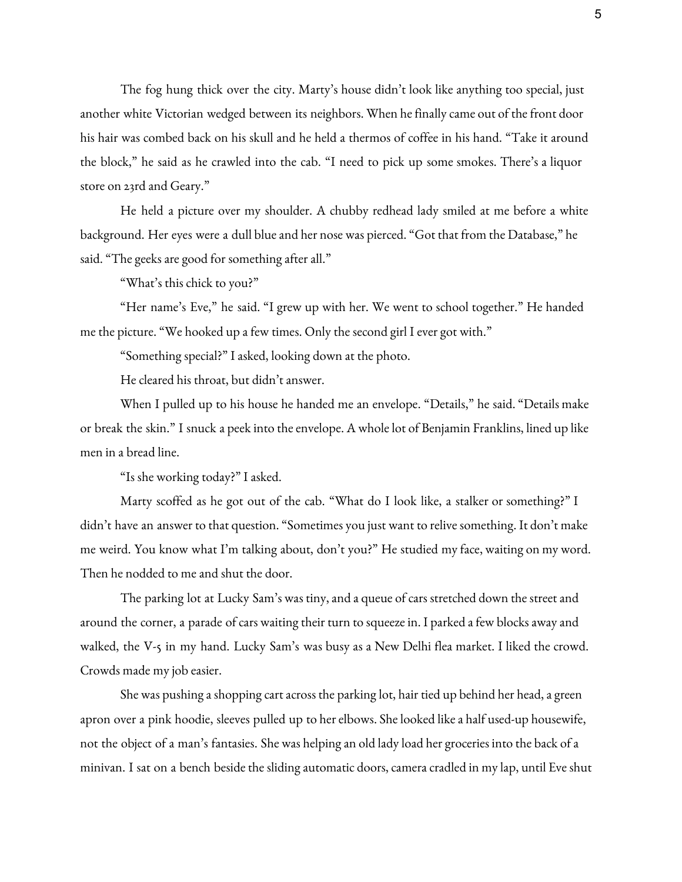The fog hung thick over the city. Marty's house didn't look like anything too special, just another white Victorian wedged between its neighbors. When he finally came out of the front door his hair was combed back on his skull and he held a thermos of coffee in his hand. "Take it around the block," he said as he crawled into the cab. "I need to pick up some smokes. There's a liquor store on 23rd and Geary."

He held a picture over my shoulder. A chubby redhead lady smiled at me before a white background. Her eyes were a dull blue and her nose was pierced. "Got that from the Database," he said. "The geeks are good for something after all."

"What's this chick to you?"

"Her name's Eve," he said. "I grew up with her. We went to school together." He handed me the picture. "We hooked up a few times. Only the second girl I ever got with."

"Something special?" I asked, looking down at the photo.

He cleared his throat, but didn't answer.

When I pulled up to his house he handed me an envelope. "Details," he said. "Details make or break the skin." I snuck a peek into the envelope. A whole lot of Benjamin Franklins, lined up like men in a bread line.

"Is she working today?" I asked.

Marty scoffed as he got out of the cab. "What do I look like, a stalker or something?" I didn't have an answer to that question. "Sometimes you just want to relive something. It don't make me weird. You know what I'm talking about, don't you?" He studied my face, waiting on my word. Then he nodded to me and shut the door.

The parking lot at Lucky Sam's was tiny, and a queue of cars stretched down the street and around the corner, a parade of cars waiting their turn to squeeze in. I parked a few blocks away and walked, the V-5 in my hand. Lucky Sam's was busy as a New Delhi flea market. I liked the crowd. Crowds made my job easier.

She was pushing a shopping cart across the parking lot, hair tied up behind her head, a green apron over a pink hoodie, sleeves pulled up to her elbows. She looked like a half used-up housewife, not the object of a man's fantasies. She was helping an old lady load her groceries into the back of a minivan. I sat on a bench beside the sliding automatic doors, camera cradled in my lap, until Eve shut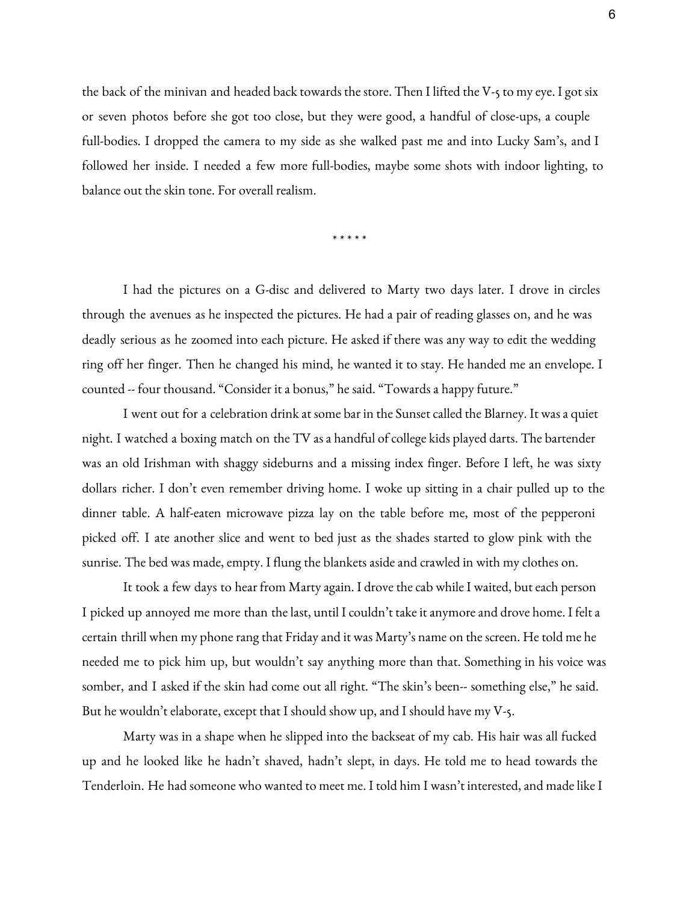the back of the minivan and headed back towards the store. Then I lifted the V-5 to my eye. I got six or seven photos before she got too close, but they were good, a handful of close-ups, a couple full-bodies. I dropped the camera to my side as she walked past me and into Lucky Sam's, and I followed her inside. I needed a few more full-bodies, maybe some shots with indoor lighting, to balance out the skin tone. For overall realism.

\* \* \* \* \*

I had the pictures on a G-disc and delivered to Marty two days later. I drove in circles through the avenues as he inspected the pictures. He had a pair of reading glasses on, and he was deadly serious as he zoomed into each picture. He asked if there was any way to edit the wedding ring off her finger. Then he changed his mind, he wanted it to stay. He handed me an envelope. I counted -- four thousand. "Consider it a bonus," he said. "Towards a happy future."

I went out for a celebration drink at some bar in the Sunset called the Blarney. It was a quiet night. I watched a boxing match on the TV as a handful of college kids played darts. The bartender was an old Irishman with shaggy sideburns and a missing index finger. Before I left, he was sixty dollars richer. I don't even remember driving home. I woke up sitting in a chair pulled up to the dinner table. A half-eaten microwave pizza lay on the table before me, most of the pepperoni picked off. I ate another slice and went to bed just as the shades started to glow pink with the sunrise. The bed was made, empty. I flung the blankets aside and crawled in with my clothes on.

It took a few days to hear from Marty again. I drove the cab while I waited, but each person I picked up annoyed me more than the last, until I couldn't take it anymore and drove home. I felt a certain thrill when my phone rang that Friday and it was Marty's name on the screen. He told me he needed me to pick him up, but wouldn't say anything more than that. Something in his voice was somber, and I asked if the skin had come out all right. "The skin's been-- something else," he said. But he wouldn't elaborate, except that I should show up, and I should have my V-5.

Marty was in a shape when he slipped into the backseat of my cab. His hair was all fucked up and he looked like he hadn't shaved, hadn't slept, in days. He told me to head towards the Tenderloin. He had someone who wanted to meet me. I told him I wasn't interested, and made like I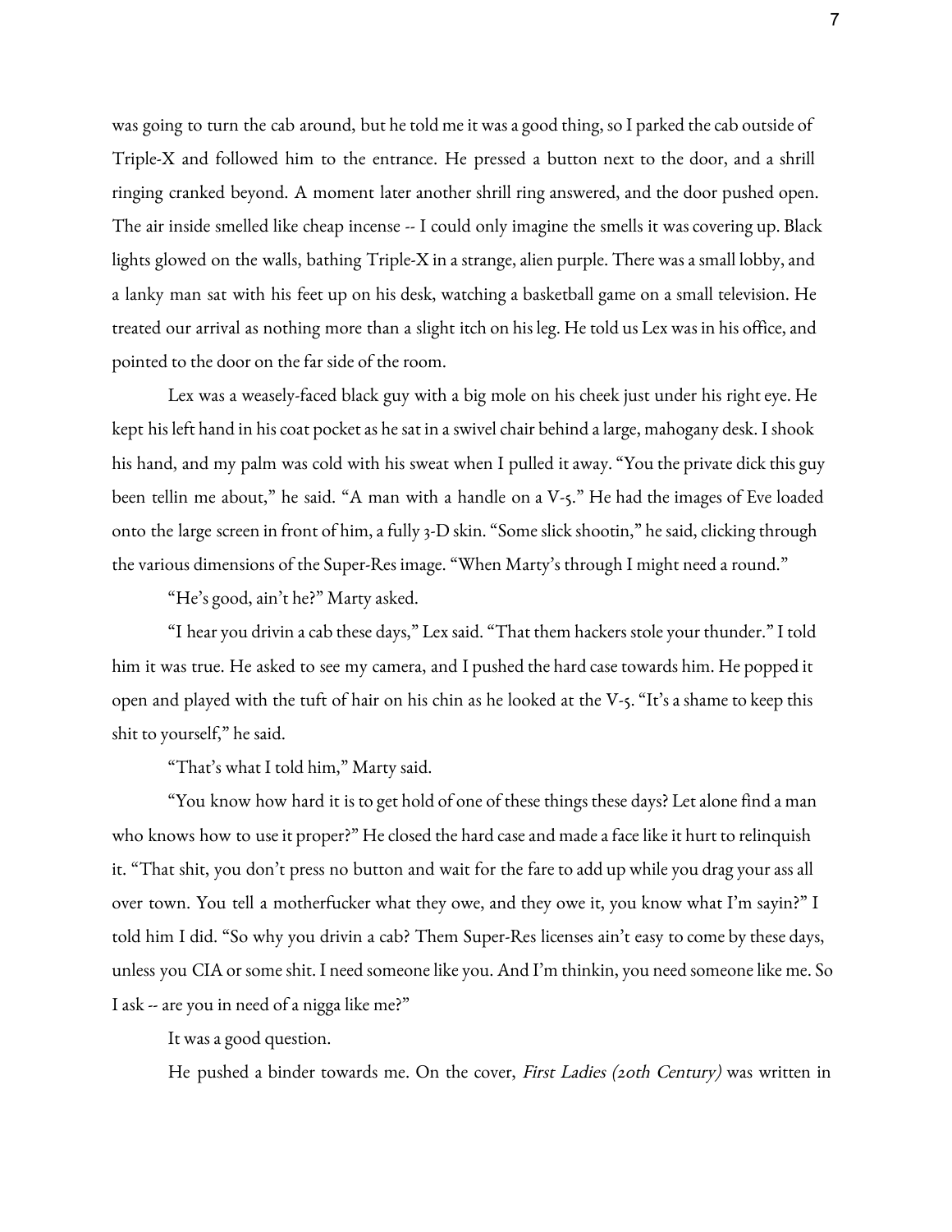was going to turn the cab around, but he told me it was a good thing, so I parked the cab outside of Triple-X and followed him to the entrance. He pressed a button next to the door, and a shrill ringing cranked beyond. A moment later another shrill ring answered, and the door pushed open. The air inside smelled like cheap incense -- I could only imagine the smells it was covering up. Black lights glowed on the walls, bathing Triple-X in a strange, alien purple. There was a small lobby, and a lanky man sat with his feet up on his desk, watching a basketball game on a small television. He treated our arrival as nothing more than a slight itch on his leg. He told us Lex was in his office, and pointed to the door on the far side of the room.

Lex was a weasely-faced black guy with a big mole on his cheek just under his right eye. He kept his left hand in his coat pocket as he sat in a swivel chair behind a large, mahogany desk. I shook his hand, and my palm was cold with his sweat when I pulled it away. "You the private dick this guy been tellin me about," he said. "A man with a handle on a V-5." He had the images of Eve loaded onto the large screen in front of him, a fully 3-D skin. "Some slick shootin," he said, clicking through the various dimensions of the Super-Res image. "When Marty's through I might need a round."

"He's good, ain't he?" Marty asked.

"I hear you drivin a cab these days," Lex said. "That them hackers stole your thunder." I told him it was true. He asked to see my camera, and I pushed the hard case towards him. He popped it open and played with the tuft of hair on his chin as he looked at the V-5. "It's a shame to keep this shit to yourself," he said.

"That's what I told him," Marty said.

"You know how hard it is to get hold of one of these things these days? Let alone find a man who knows how to use it proper?" He closed the hard case and made a face like it hurt to relinquish it. "That shit, you don't press no button and wait for the fare to add up while you drag your ass all over town. You tell a motherfucker what they owe, and they owe it, you know what I'm sayin?" I told him I did. "So why you drivin a cab? Them Super-Res licenses ain't easy to come by these days, unless you CIA or some shit. I need someone like you. And I'm thinkin, you need someone like me. So I ask -- are you in need of a nigga like me?"

It was a good question.

He pushed a binder towards me. On the cover, *First Ladies (20th Century)* was written in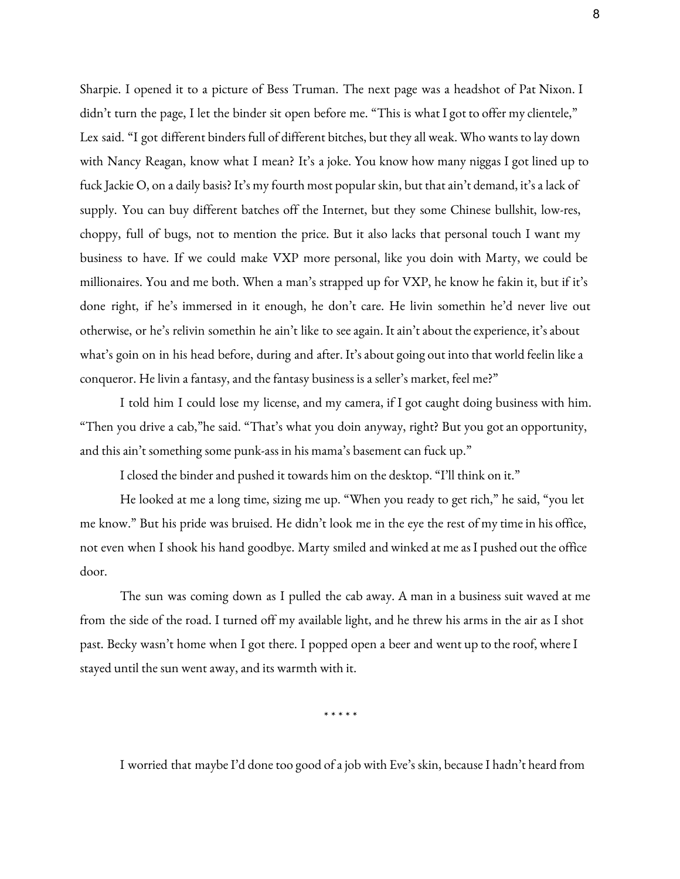Sharpie. I opened it to a picture of Bess Truman. The next page was a headshot of Pat Nixon. I didn't turn the page, I let the binder sit open before me. "This is what I got to offer my clientele," Lex said. "I got different binders full of different bitches, but they all weak. Who wants to lay down with Nancy Reagan, know what I mean? It's a joke. You know how many niggas I got lined up to fuck Jackie O, on a daily basis? It's my fourth most popular skin, but that ain't demand, it's a lack of supply. You can buy different batches off the Internet, but they some Chinese bullshit, low-res, choppy, full of bugs, not to mention the price. But it also lacks that personal touch I want my business to have. If we could make VXP more personal, like you doin with Marty, we could be millionaires. You and me both. When a man's strapped up for VXP, he know he fakin it, but if it's done right, if he's immersed in it enough, he don't care. He livin somethin he'd never live out otherwise, or he's relivin somethin he ain't like to see again. It ain't about the experience, it's about what's goin on in his head before, during and after. It's about going out into that world feelin like a conqueror. He livin a fantasy, and the fantasy business is a seller's market, feel me?"

I told him I could lose my license, and my camera, if I got caught doing business with him. "Then you drive a cab,"he said. "That's what you doin anyway, right? But you got an opportunity, and this ain't something some punk-ass in his mama's basement can fuck up."

I closed the binder and pushed it towards him on the desktop. "I'll think on it."

He looked at me a long time, sizing me up. "When you ready to get rich," he said, "you let me know." But his pride was bruised. He didn't look me in the eye the rest of my time in his office, not even when I shook his hand goodbye. Marty smiled and winked at me as I pushed out the office door.

The sun was coming down as I pulled the cab away. A man in a business suit waved at me from the side of the road. I turned off my available light, and he threw his arms in the air as I shot past. Becky wasn't home when I got there. I popped open a beer and went up to the roof, where I stayed until the sun went away, and its warmth with it.

\* \* \* \* \*

I worried that maybe I'd done too good of a job with Eve's skin, because I hadn't heard from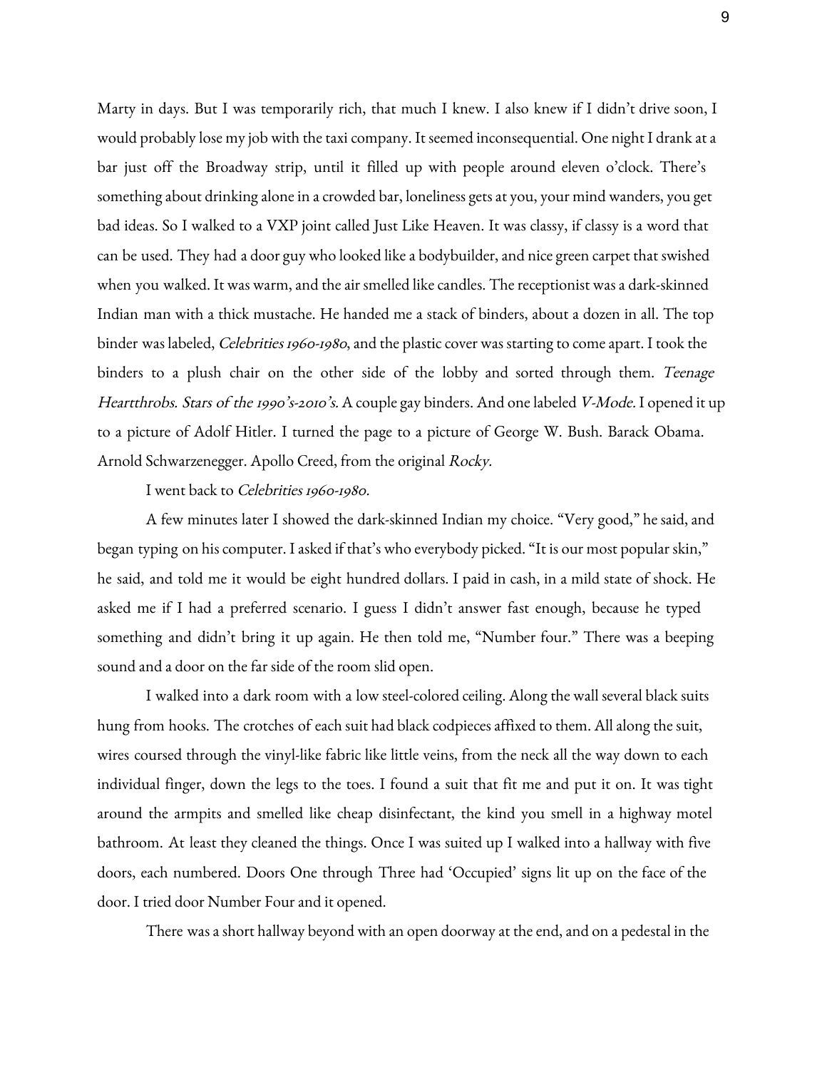Marty in days. But I was temporarily rich, that much I knew. I also knew if I didn't drive soon, I would probably lose my job with the taxi company. It seemed inconsequential. One night I drank at a bar just off the Broadway strip, until it filled up with people around eleven o'clock. There's something about drinking alone in a crowded bar, loneliness gets at you, your mind wanders, you get bad ideas. So I walked to a VXP joint called Just Like Heaven. It was classy, if classy is a word that can be used. They had a door guy who looked like a bodybuilder, and nice green carpet that swished when you walked. It was warm, and the air smelled like candles. The receptionist was a dark-skinned Indian man with a thick mustache. He handed me a stack of binders, about a dozen in all. The top binder was labeled, *Celebrities 1960-1980*, and the plastic cover was starting to come apart. I took the binders to a plush chair on the other side of the lobby and sorted through them. *Teenage Heartthrobs. Stars of the 1990's-2010's.* A couple gay binders. And one labeled *V-Mode.* I opened it up to a picture of Adolf Hitler. I turned the page to a picture of George W. Bush. Barack Obama. Arnold Schwarzenegger. Apollo Creed, from the original *Rocky.*

I went back to *Celebrities 1960-1980.*

A few minutes later I showed the dark-skinned Indian my choice. "Very good," he said, and began typing on his computer. I asked if that's who everybody picked. "It is our most popular skin," he said, and told me it would be eight hundred dollars. I paid in cash, in a mild state of shock. He asked me if I had a preferred scenario. I guess I didn't answer fast enough, because he typed something and didn't bring it up again. He then told me, "Number four." There was a beeping sound and a door on the far side of the room slid open.

I walked into a dark room with a low steel-colored ceiling. Along the wall several black suits hung from hooks. The crotches of each suit had black codpieces affixed to them. All along the suit, wires coursed through the vinyl-like fabric like little veins, from the neck all the way down to each individual finger, down the legs to the toes. I found a suit that fit me and put it on. It was tight around the armpits and smelled like cheap disinfectant, the kind you smell in a highway motel bathroom. At least they cleaned the things. Once I was suited up I walked into a hallway with five doors, each numbered. Doors One through Three had 'Occupied' signs lit up on the face of the door. I tried door Number Four and it opened.

There was a short hallway beyond with an open doorway at the end, and on a pedestal in the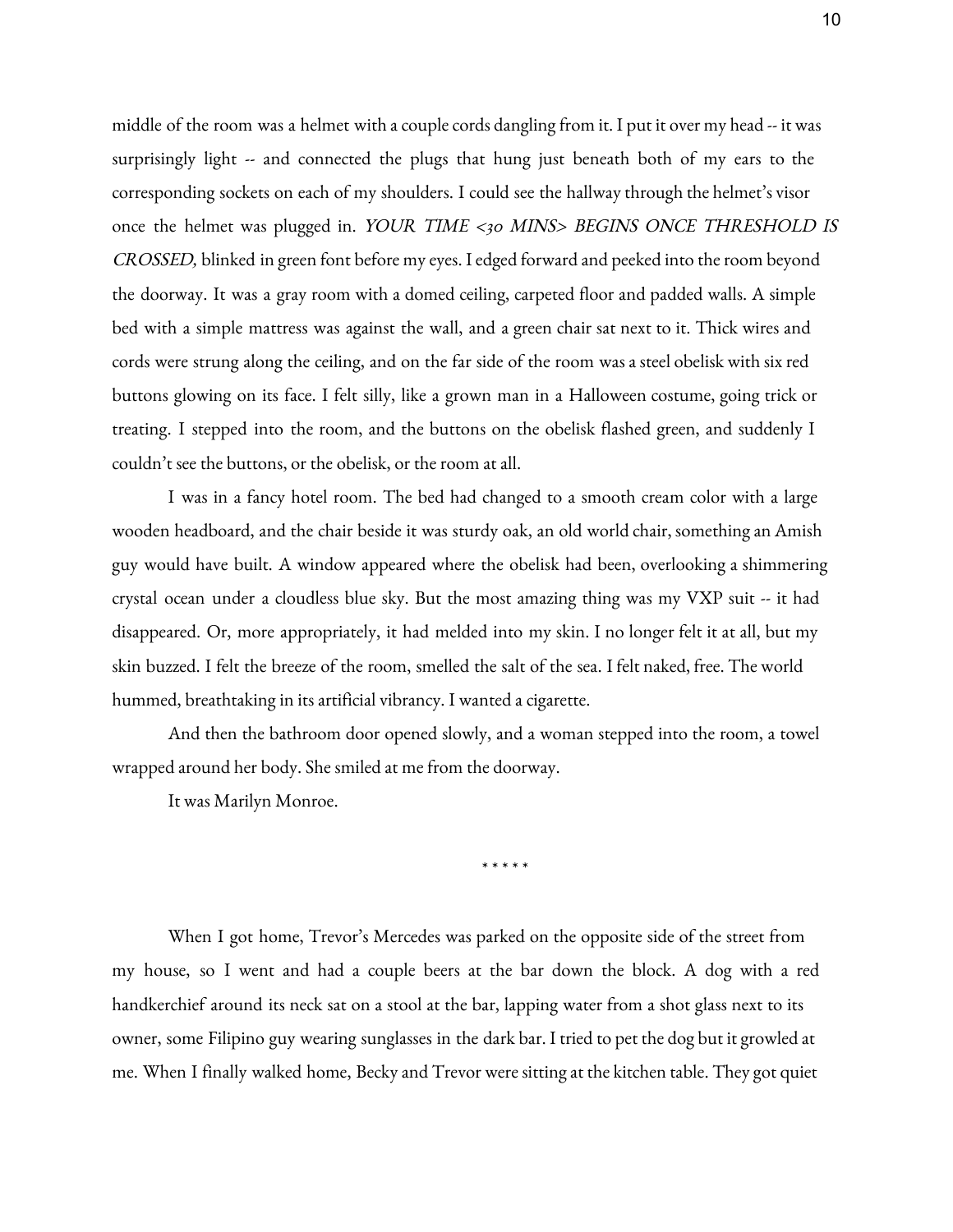middle of the room was a helmet with a couple cords dangling from it. I put it over my head -- it was surprisingly light -- and connected the plugs that hung just beneath both of my ears to the corresponding sockets on each of my shoulders. I could see the hallway through the helmet's visor once the helmet was plugged in. *YOUR TIME <30 MINS> BEGINS ONCE THRESHOLD IS CROSSED,* blinked in green font before my eyes. I edged forward and peeked into the room beyond the doorway. It was a gray room with a domed ceiling, carpeted floor and padded walls. A simple bed with a simple mattress was against the wall, and a green chair sat next to it. Thick wires and cords were strung along the ceiling, and on the far side of the room was a steel obelisk with six red buttons glowing on its face. I felt silly, like a grown man in a Halloween costume, going trick or treating. I stepped into the room, and the buttons on the obelisk flashed green, and suddenly I couldn't see the buttons, or the obelisk, or the room at all.

I was in a fancy hotel room. The bed had changed to a smooth cream color with a large wooden headboard, and the chair beside it was sturdy oak, an old world chair, something an Amish guy would have built. A window appeared where the obelisk had been, overlooking a shimmering crystal ocean under a cloudless blue sky. But the most amazing thing was my VXP suit -- it had disappeared. Or, more appropriately, it had melded into my skin. I no longer felt it at all, but my skin buzzed. I felt the breeze of the room, smelled the salt of the sea. I felt naked, free. The world hummed, breathtaking in its artificial vibrancy. I wanted a cigarette.

And then the bathroom door opened slowly, and a woman stepped into the room, a towel wrapped around her body. She smiled at me from the doorway.

It was Marilyn Monroe.

\* \* \* \* \*

When I got home, Trevor's Mercedes was parked on the opposite side of the street from my house, so I went and had a couple beers at the bar down the block. A dog with a red handkerchief around its neck sat on a stool at the bar, lapping water from a shot glass next to its owner, some Filipino guy wearing sunglasses in the dark bar. I tried to pet the dog but it growled at me. When I finally walked home, Becky and Trevor were sitting at the kitchen table. They got quiet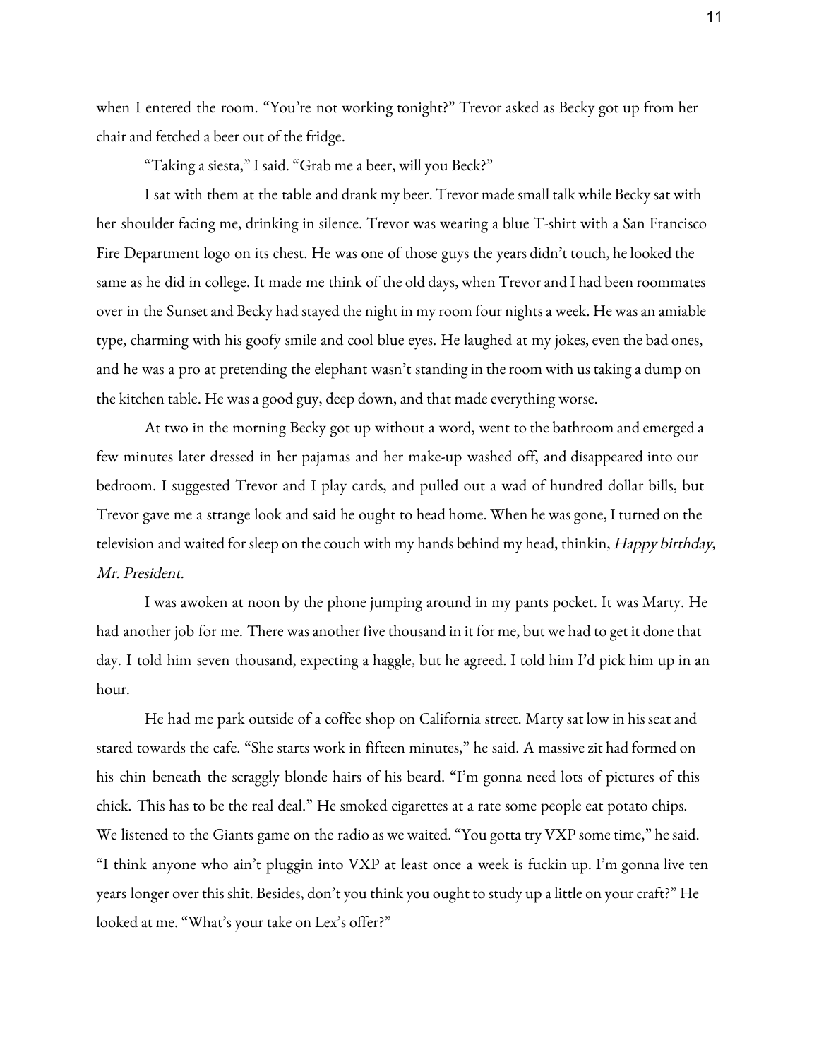when I entered the room. "You're not working tonight?" Trevor asked as Becky got up from her chair and fetched a beer out of the fridge.

"Taking a siesta," I said. "Grab me a beer, will you Beck?"

I sat with them at the table and drank my beer. Trevor made small talk while Becky sat with her shoulder facing me, drinking in silence. Trevor was wearing a blue T-shirt with a San Francisco Fire Department logo on its chest. He was one of those guys the years didn't touch, he looked the same as he did in college. It made me think of the old days, when Trevor and I had been roommates over in the Sunset and Becky had stayed the night in my room four nights a week. He was an amiable type, charming with his goofy smile and cool blue eyes. He laughed at my jokes, even the bad ones, and he was a pro at pretending the elephant wasn't standing in the room with us taking a dump on the kitchen table. He was a good guy, deep down, and that made everything worse.

At two in the morning Becky got up without a word, went to the bathroom and emerged a few minutes later dressed in her pajamas and her make-up washed off, and disappeared into our bedroom. I suggested Trevor and I play cards, and pulled out a wad of hundred dollar bills, but Trevor gave me a strange look and said he ought to head home. When he was gone, I turned on the television and waited for sleep on the couch with my hands behind my head, thinkin, *Happy birthday, Mr. President.*

I was awoken at noon by the phone jumping around in my pants pocket. It was Marty. He had another job for me. There was another five thousand in it for me, but we had to get it done that day. I told him seven thousand, expecting a haggle, but he agreed. I told him I'd pick him up in an hour.

He had me park outside of a coffee shop on California street. Marty sat low in his seat and stared towards the cafe. "She starts work in fifteen minutes," he said. A massive zit had formed on his chin beneath the scraggly blonde hairs of his beard. "I'm gonna need lots of pictures of this chick. This has to be the real deal." He smoked cigarettes at a rate some people eat potato chips. We listened to the Giants game on the radio as we waited. "You gotta try VXP some time," he said. "I think anyone who ain't pluggin into VXP at least once a week is fuckin up. I'm gonna live ten years longer over this shit. Besides, don't you think you ought to study up a little on your craft?" He looked at me. "What's your take on Lex's offer?"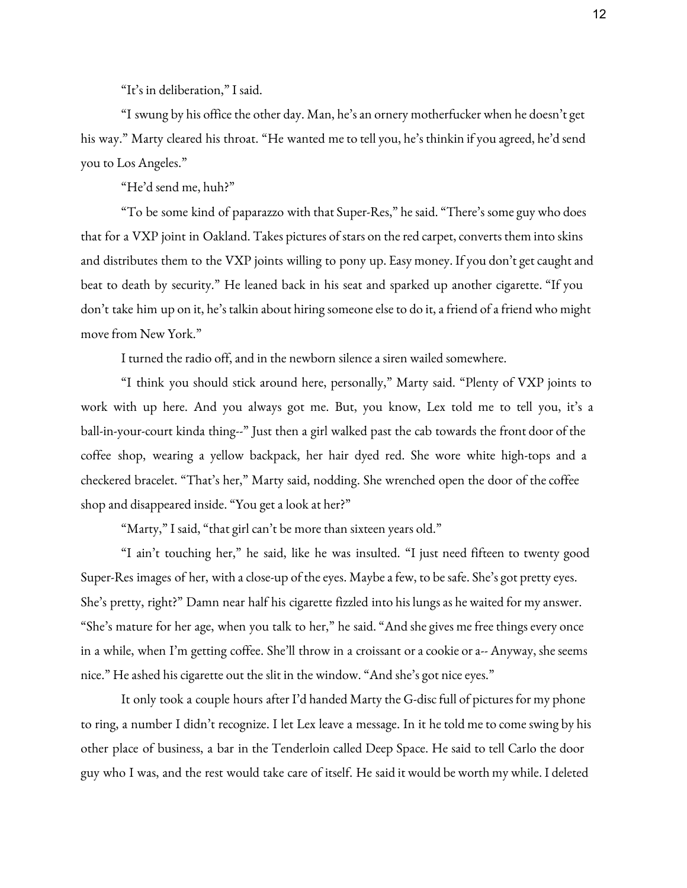"It's in deliberation," I said.

"I swung by his office the other day. Man, he's an ornery motherfucker when he doesn't get his way." Marty cleared his throat. "He wanted me to tell you, he's thinkin if you agreed, he'd send you to Los Angeles."

"He'd send me, huh?"

"To be some kind of paparazzo with that Super-Res," he said. "There's some guy who does that for a VXP joint in Oakland. Takes pictures of stars on the red carpet, converts them into skins and distributes them to the VXP joints willing to pony up. Easy money. If you don't get caught and beat to death by security." He leaned back in his seat and sparked up another cigarette. "If you don't take him up on it, he's talkin about hiring someone else to do it, a friend of a friend who might move from New York."

I turned the radio off, and in the newborn silence a siren wailed somewhere.

"I think you should stick around here, personally," Marty said. "Plenty of VXP joints to work with up here. And you always got me. But, you know, Lex told me to tell you, it's a ball-in-your-court kinda thing--" Just then a girl walked past the cab towards the front door of the coffee shop, wearing a yellow backpack, her hair dyed red. She wore white high-tops and a checkered bracelet. "That's her," Marty said, nodding. She wrenched open the door of the coffee shop and disappeared inside. "You get a look at her?"

"Marty," I said, "that girl can't be more than sixteen years old."

"I ain't touching her," he said, like he was insulted. "I just need fifteen to twenty good Super-Res images of her, with a close-up of the eyes. Maybe a few, to be safe. She's got pretty eyes. She's pretty, right?" Damn near half his cigarette fizzled into his lungs as he waited for my answer. "She's mature for her age, when you talk to her," he said. "And she gives me free things every once in a while, when I'm getting coffee. She'll throw in a croissant or a cookie or a-- Anyway, she seems nice." He ashed his cigarette out the slit in the window. "And she's got nice eyes."

It only took a couple hours after I'd handed Marty the G-disc full of pictures for my phone to ring, a number I didn't recognize. I let Lex leave a message. In it he told me to come swing by his other place of business, a bar in the Tenderloin called Deep Space. He said to tell Carlo the door guy who I was, and the rest would take care of itself. He said it would be worth my while. I deleted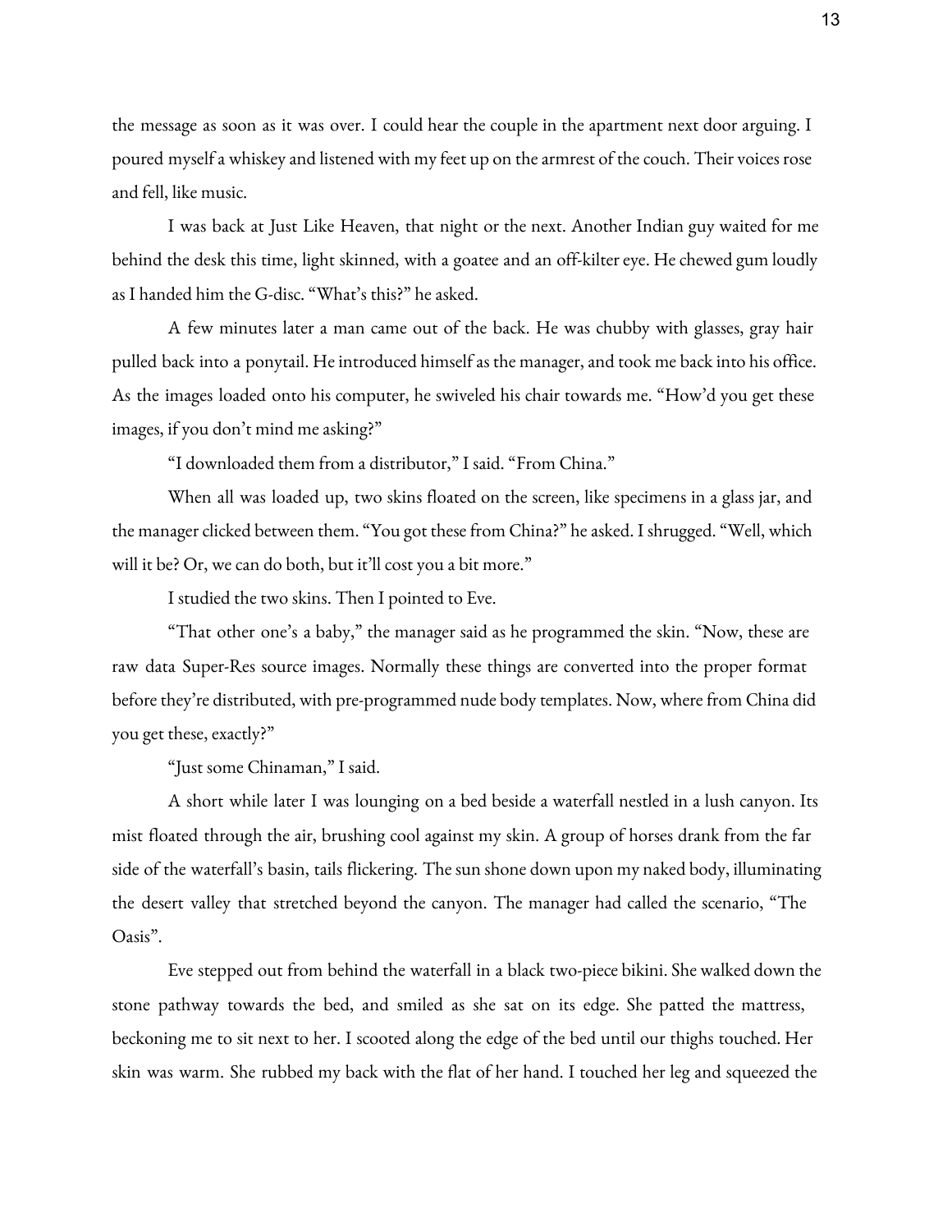the message as soon as it was over. I could hear the couple in the apartment next door arguing. I poured myself a whiskey and listened with my feet up on the armrest of the couch. Their voices rose and fell, like music.

I was back at Just Like Heaven, that night or the next. Another Indian guy waited for me behind the desk this time, light skinned, with a goatee and an off-kilter eye. He chewed gum loudly as I handed him the G-disc. "What's this?" he asked.

A few minutes later a man came out of the back. He was chubby with glasses, gray hair pulled back into a ponytail. He introduced himself as the manager, and took me back into his office. As the images loaded onto his computer, he swiveled his chair towards me. "How'd you get these images, if you don't mind me asking?"

"I downloaded them from a distributor," I said. "From China."

When all was loaded up, two skins floated on the screen, like specimens in a glass jar, and the manager clicked between them. "You got these from China?" he asked. I shrugged. "Well, which will it be? Or, we can do both, but it'll cost you a bit more."

I studied the two skins. Then I pointed to Eve.

"That other one's a baby," the manager said as he programmed the skin. "Now, these are raw data Super-Res source images. Normally these things are converted into the proper format before they're distributed, with pre-programmed nude body templates. Now, where from China did you get these, exactly?"

"Just some Chinaman," I said.

A short while later I was lounging on a bed beside a waterfall nestled in a lush canyon. Its mist floated through the air, brushing cool against my skin. A group of horses drank from the far side of the waterfall's basin, tails flickering. The sun shone down upon my naked body, illuminating the desert valley that stretched beyond the canyon. The manager had called the scenario, "The Oasis".

Eve stepped out from behind the waterfall in a black two-piece bikini. She walked down the stone pathway towards the bed, and smiled as she sat on its edge. She patted the mattress, beckoning me to sit next to her. I scooted along the edge of the bed until our thighs touched. Her skin was warm. She rubbed my back with the flat of her hand. I touched her leg and squeezed the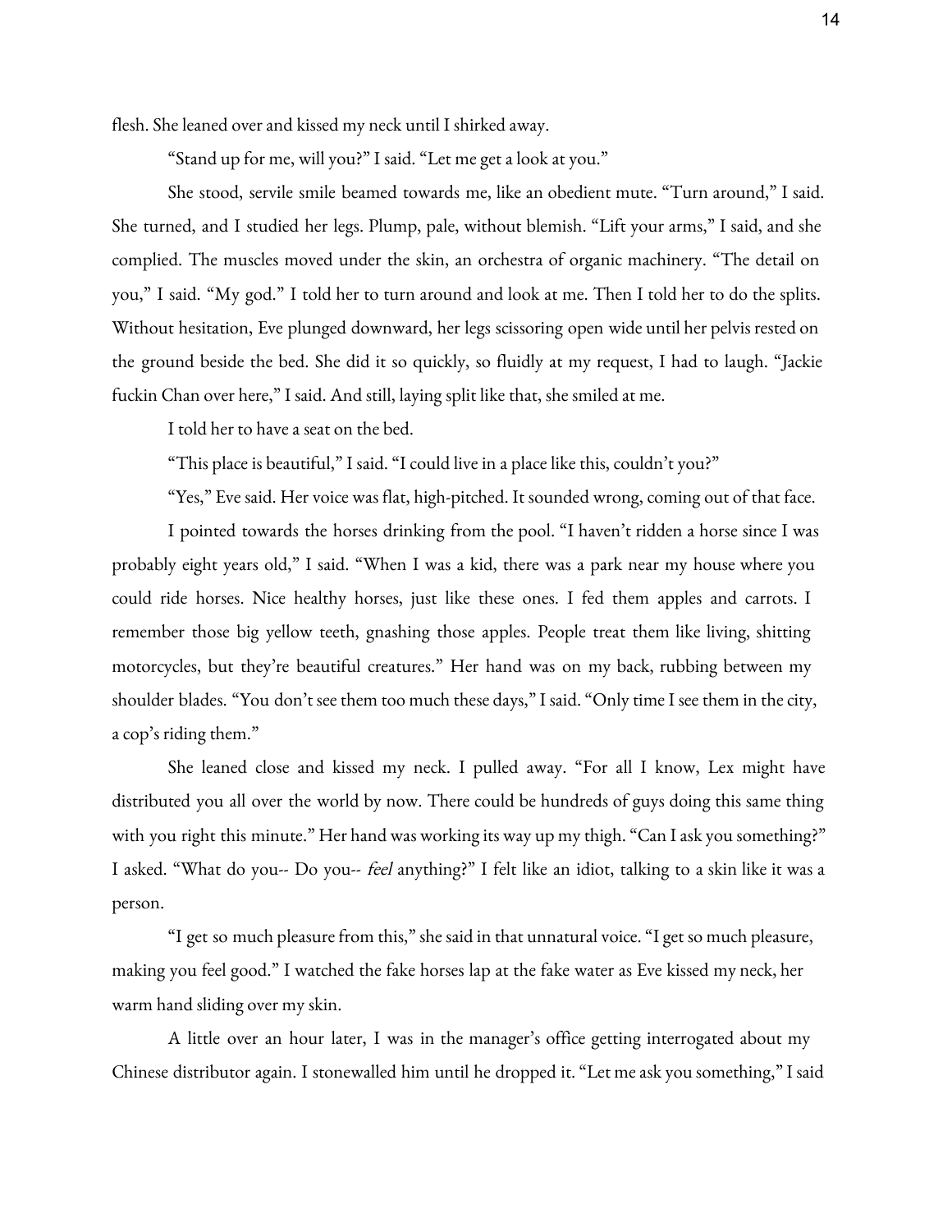flesh. She leaned over and kissed my neck until I shirked away.

"Stand up for me, will you?" I said. "Let me get a look at you."

She stood, servile smile beamed towards me, like an obedient mute. "Turn around," I said. She turned, and I studied her legs. Plump, pale, without blemish. "Lift your arms," I said, and she complied. The muscles moved under the skin, an orchestra of organic machinery. "The detail on you," I said. "My god." I told her to turn around and look at me. Then I told her to do the splits. Without hesitation, Eve plunged downward, her legs scissoring open wide until her pelvis rested on the ground beside the bed. She did it so quickly, so fluidly at my request, I had to laugh. "Jackie fuckin Chan over here," I said. And still, laying split like that, she smiled at me.

I told her to have a seat on the bed.

"This place is beautiful," I said. "I could live in a place like this, couldn't you?"

"Yes," Eve said. Her voice was flat, high-pitched. It sounded wrong, coming out of that face.

I pointed towards the horses drinking from the pool. "I haven't ridden a horse since I was probably eight years old," I said. "When I was a kid, there was a park near my house where you could ride horses. Nice healthy horses, just like these ones. I fed them apples and carrots. I remember those big yellow teeth, gnashing those apples. People treat them like living, shitting motorcycles, but they're beautiful creatures." Her hand was on my back, rubbing between my shoulder blades. "You don't see them too much these days," I said. "Only time I see them in the city, a cop's riding them."

She leaned close and kissed my neck. I pulled away. "For all I know, Lex might have distributed you all over the world by now. There could be hundreds of guys doing this same thing with you right this minute." Her hand was working its way up my thigh. "Can I ask you something?" I asked. "What do you-- Do you-- *feel* anything?" I felt like an idiot, talking to a skin like it was a person.

"I get so much pleasure from this," she said in that unnatural voice. "I get so much pleasure, making you feel good." I watched the fake horses lap at the fake water as Eve kissed my neck, her warm hand sliding over my skin.

A little over an hour later, I was in the manager's office getting interrogated about my Chinese distributor again. I stonewalled him until he dropped it. "Let me ask you something," I said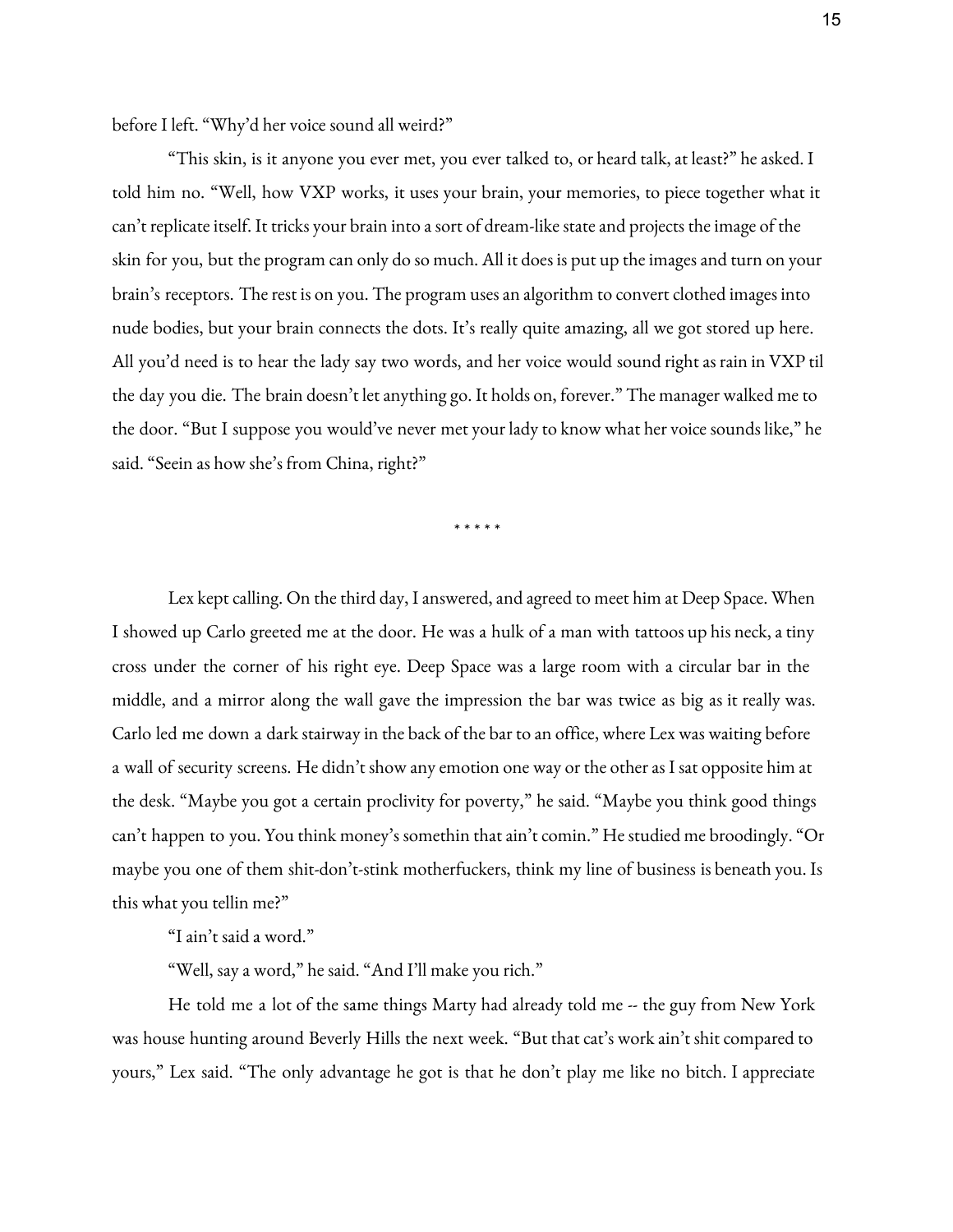before I left. "Why'd her voice sound all weird?"

"This skin, is it anyone you ever met, you ever talked to, or heard talk, at least?" he asked. I told him no. "Well, how VXP works, it uses your brain, your memories, to piece together what it can't replicate itself. It tricks your brain into a sort of dream-like state and projects the image of the skin for you, but the program can only do so much. All it does is put up the images and turn on your brain's receptors. The rest is on you. The program uses an algorithm to convert clothed images into nude bodies, but your brain connects the dots. It's really quite amazing, all we got stored up here. All you'd need is to hear the lady say two words, and her voice would sound right as rain in VXP til the day you die. The brain doesn't let anything go. It holds on, forever." The manager walked me to the door. "But I suppose you would've never met your lady to know what her voice sounds like," he said. "Seein as how she's from China, right?"

\* \* \* \* \*

Lex kept calling. On the third day, I answered, and agreed to meet him at Deep Space. When I showed up Carlo greeted me at the door. He was a hulk of a man with tattoos up his neck, a tiny cross under the corner of his right eye. Deep Space was a large room with a circular bar in the middle, and a mirror along the wall gave the impression the bar was twice as big as it really was. Carlo led me down a dark stairway in the back of the bar to an office, where Lex was waiting before a wall of security screens. He didn't show any emotion one way or the other as I sat opposite him at the desk. "Maybe you got a certain proclivity for poverty," he said. "Maybe you think good things can't happen to you. You think money's somethin that ain't comin." He studied me broodingly. "Or maybe you one of them shit-don't-stink motherfuckers, think my line of business is beneath you. Is this what you tellin me?"

"I ain't said a word."

"Well, say a word," he said. "And I'll make you rich."

He told me a lot of the same things Marty had already told me -- the guy from New York was house hunting around Beverly Hills the next week. "But that cat's work ain't shit compared to yours," Lex said. "The only advantage he got is that he don't play me like no bitch. I appreciate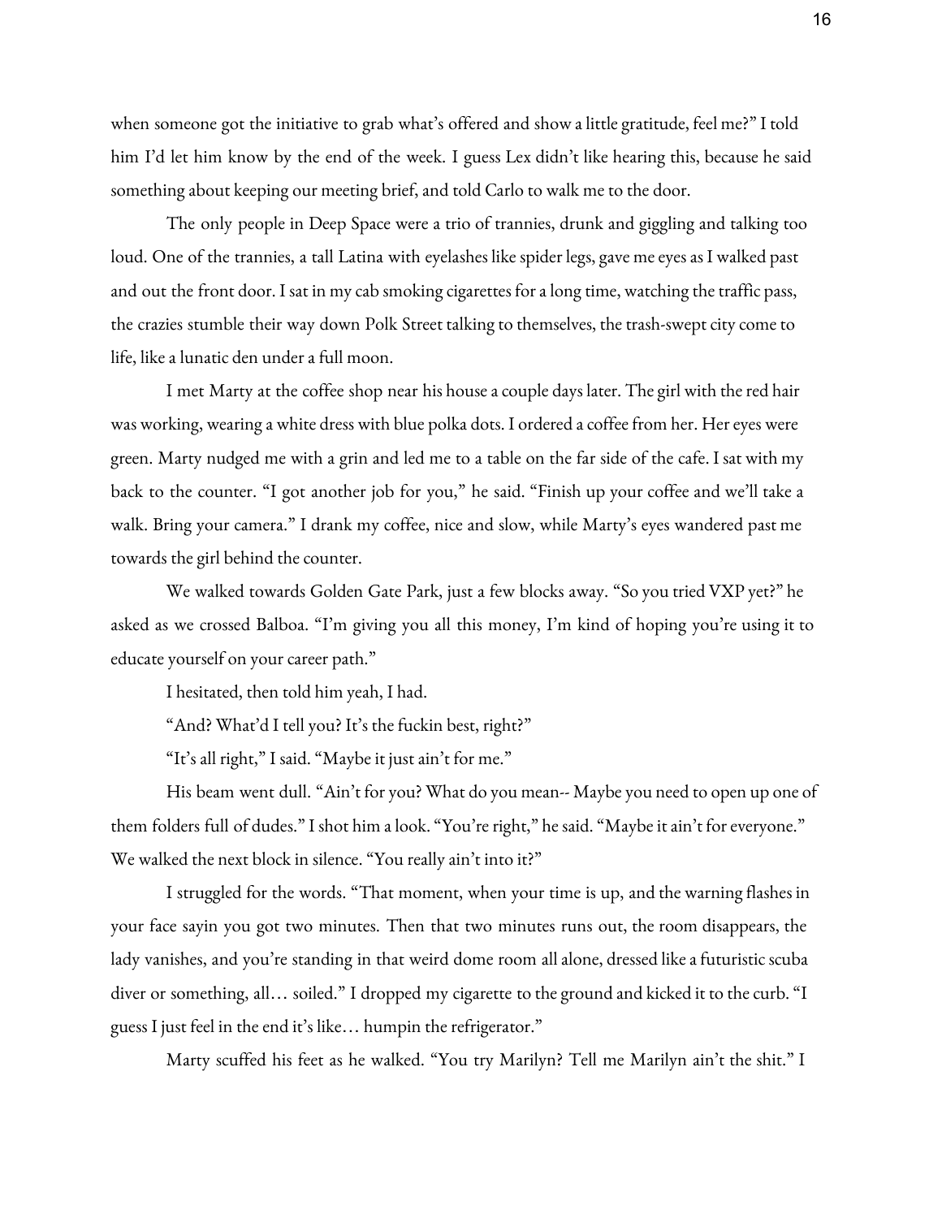when someone got the initiative to grab what's offered and show a little gratitude, feel me?" I told him I'd let him know by the end of the week. I guess Lex didn't like hearing this, because he said something about keeping our meeting brief, and told Carlo to walk me to the door.

The only people in Deep Space were a trio of trannies, drunk and giggling and talking too loud. One of the trannies, a tall Latina with eyelashes like spider legs, gave me eyes as I walked past and out the front door. I sat in my cab smoking cigarettes for a long time, watching the traffic pass, the crazies stumble their way down Polk Street talking to themselves, the trash-swept city come to life, like a lunatic den under a full moon.

I met Marty at the coffee shop near his house a couple days later. The girl with the red hair was working, wearing a white dress with blue polka dots. I ordered a coffee from her. Her eyes were green. Marty nudged me with a grin and led me to a table on the far side of the cafe. I sat with my back to the counter. "I got another job for you," he said. "Finish up your coffee and we'll take a walk. Bring your camera." I drank my coffee, nice and slow, while Marty's eyes wandered past me towards the girl behind the counter.

We walked towards Golden Gate Park, just a few blocks away. "So you tried VXP yet?" he asked as we crossed Balboa. "I'm giving you all this money, I'm kind of hoping you're using it to educate yourself on your career path."

I hesitated, then told him yeah, I had.

"And? What'd I tell you? It's the fuckin best, right?"

"It's all right," I said. "Maybe it just ain't for me."

His beam went dull. "Ain't for you? What do you mean-- Maybe you need to open up one of them folders full of dudes." I shot him a look. "You're right," he said. "Maybe it ain't for everyone." We walked the next block in silence. "You really ain't into it?"

I struggled for the words. "That moment, when your time is up, and the warning flashes in your face sayin you got two minutes. Then that two minutes runs out, the room disappears, the lady vanishes, and you're standing in that weird dome room all alone, dressed like a futuristic scuba diver or something, all… soiled." I dropped my cigarette to the ground and kicked it to the curb. "I guess I just feel in the end it's like… humpin the refrigerator."

Marty scuffed his feet as he walked. "You try Marilyn? Tell me Marilyn ain't the shit." I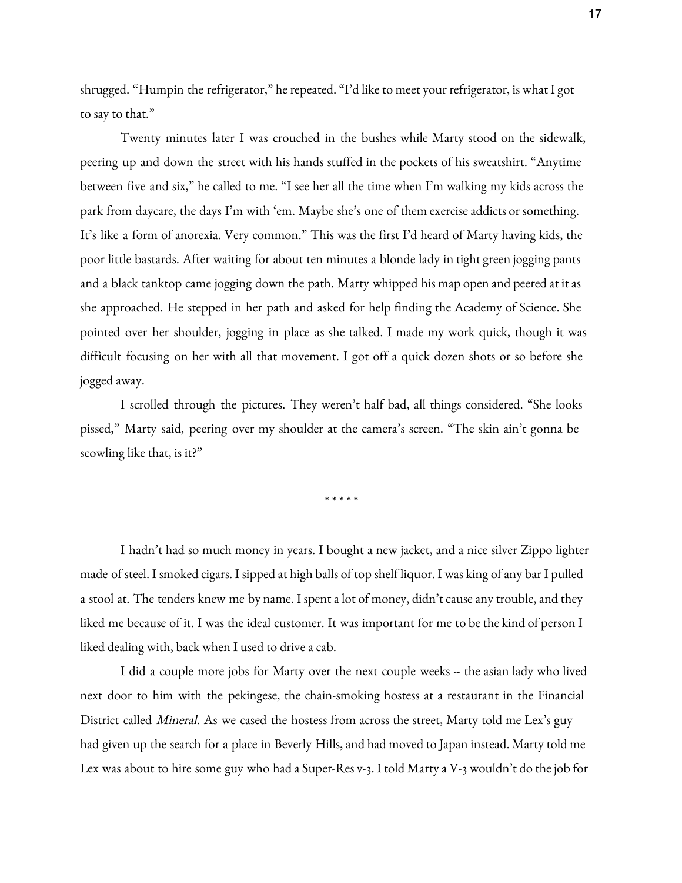shrugged. "Humpin the refrigerator," he repeated. "I'd like to meet your refrigerator, is what I got to say to that."

Twenty minutes later I was crouched in the bushes while Marty stood on the sidewalk, peering up and down the street with his hands stuffed in the pockets of his sweatshirt. "Anytime between five and six," he called to me. "I see her all the time when I'm walking my kids across the park from daycare, the days I'm with 'em. Maybe she's one of them exercise addicts or something. It's like a form of anorexia. Very common." This was the first I'd heard of Marty having kids, the poor little bastards. After waiting for about ten minutes a blonde lady in tight green jogging pants and a black tanktop came jogging down the path. Marty whipped his map open and peered at it as she approached. He stepped in her path and asked for help finding the Academy of Science. She pointed over her shoulder, jogging in place as she talked. I made my work quick, though it was difficult focusing on her with all that movement. I got off a quick dozen shots or so before she jogged away.

I scrolled through the pictures. They weren't half bad, all things considered. "She looks pissed," Marty said, peering over my shoulder at the camera's screen. "The skin ain't gonna be scowling like that, is it?"

\* \* \* \* \*

I hadn't had so much money in years. I bought a new jacket, and a nice silver Zippo lighter made of steel. I smoked cigars. I sipped at high balls of top shelf liquor. I was king of any bar I pulled a stool at. The tenders knew me by name. I spent a lot of money, didn't cause any trouble, and they liked me because of it. I was the ideal customer. It was important for me to be the kind of person I liked dealing with, back when I used to drive a cab.

I did a couple more jobs for Marty over the next couple weeks -- the asian lady who lived next door to him with the pekingese, the chain-smoking hostess at a restaurant in the Financial District called *Mineral.* As we cased the hostess from across the street, Marty told me Lex's guy had given up the search for a place in Beverly Hills, and had moved to Japan instead. Marty told me Lex was about to hire some guy who had a Super-Res v-3. I told Marty a V-3 wouldn't do the job for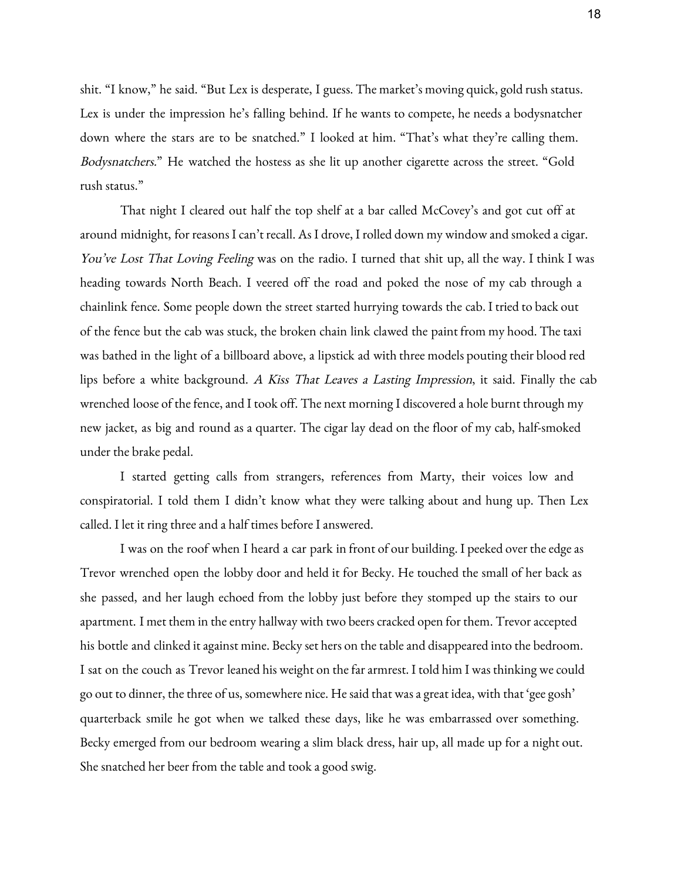shit. "I know," he said. "But Lex is desperate, I guess. The market's moving quick, gold rush status. Lex is under the impression he's falling behind. If he wants to compete, he needs a bodysnatcher down where the stars are to be snatched." I looked at him. "That's what they're calling them. *Bodysnatchers.*" He watched the hostess as she lit up another cigarette across the street. "Gold rush status."

That night I cleared out half the top shelf at a bar called McCovey's and got cut off at around midnight, for reasons I can't recall. As I drove, I rolled down my window and smoked a cigar. *You've Lost That Loving Feeling* was on the radio. I turned that shit up, all the way. I think I was heading towards North Beach. I veered off the road and poked the nose of my cab through a chainlink fence. Some people down the street started hurrying towards the cab. I tried to back out of the fence but the cab was stuck, the broken chain link clawed the paint from my hood. The taxi was bathed in the light of a billboard above, a lipstick ad with three models pouting their blood red lips before a white background. *A Kiss That Leaves a Lasting Impression*, it said. Finally the cab wrenched loose of the fence, and I took off. The next morning I discovered a hole burnt through my new jacket, as big and round as a quarter. The cigar lay dead on the floor of my cab, half-smoked under the brake pedal.

I started getting calls from strangers, references from Marty, their voices low and conspiratorial. I told them I didn't know what they were talking about and hung up. Then Lex called. I let it ring three and a half times before I answered.

I was on the roof when I heard a car park in front of our building. I peeked over the edge as Trevor wrenched open the lobby door and held it for Becky. He touched the small of her back as she passed, and her laugh echoed from the lobby just before they stomped up the stairs to our apartment. I met them in the entry hallway with two beers cracked open for them. Trevor accepted his bottle and clinked it against mine. Becky set hers on the table and disappeared into the bedroom. I sat on the couch as Trevor leaned his weight on the far armrest. I told him I was thinking we could go out to dinner, the three of us, somewhere nice. He said that was a great idea, with that 'gee gosh' quarterback smile he got when we talked these days, like he was embarrassed over something. Becky emerged from our bedroom wearing a slim black dress, hair up, all made up for a night out. She snatched her beer from the table and took a good swig.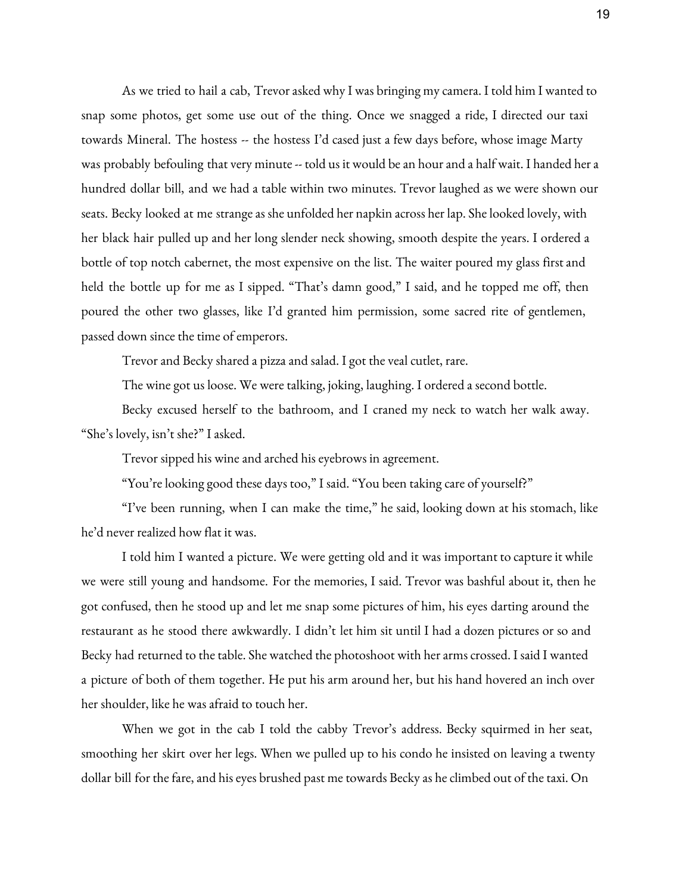As we tried to hail a cab, Trevor asked why I was bringing my camera. I told him I wanted to snap some photos, get some use out of the thing. Once we snagged a ride, I directed our taxi towards Mineral. The hostess -- the hostess I'd cased just a few days before, whose image Marty was probably befouling that very minute -- told us it would be an hour and a half wait. I handed her a hundred dollar bill, and we had a table within two minutes. Trevor laughed as we were shown our seats. Becky looked at me strange as she unfolded her napkin across her lap. She looked lovely, with her black hair pulled up and her long slender neck showing, smooth despite the years. I ordered a bottle of top notch cabernet, the most expensive on the list. The waiter poured my glass first and held the bottle up for me as I sipped. "That's damn good," I said, and he topped me off, then poured the other two glasses, like I'd granted him permission, some sacred rite of gentlemen, passed down since the time of emperors.

Trevor and Becky shared a pizza and salad. I got the veal cutlet, rare.

The wine got us loose. We were talking, joking, laughing. I ordered a second bottle.

Becky excused herself to the bathroom, and I craned my neck to watch her walk away. "She's lovely, isn't she?" I asked.

Trevor sipped his wine and arched his eyebrows in agreement.

"You're looking good these days too," I said. "You been taking care of yourself?"

"I've been running, when I can make the time," he said, looking down at his stomach, like he'd never realized how flat it was.

I told him I wanted a picture. We were getting old and it was important to capture it while we were still young and handsome. For the memories, I said. Trevor was bashful about it, then he got confused, then he stood up and let me snap some pictures of him, his eyes darting around the restaurant as he stood there awkwardly. I didn't let him sit until I had a dozen pictures or so and Becky had returned to the table. She watched the photoshoot with her arms crossed. I said I wanted a picture of both of them together. He put his arm around her, but his hand hovered an inch over her shoulder, like he was afraid to touch her.

When we got in the cab I told the cabby Trevor's address. Becky squirmed in her seat, smoothing her skirt over her legs. When we pulled up to his condo he insisted on leaving a twenty dollar bill for the fare, and his eyes brushed past me towards Becky as he climbed out of the taxi. On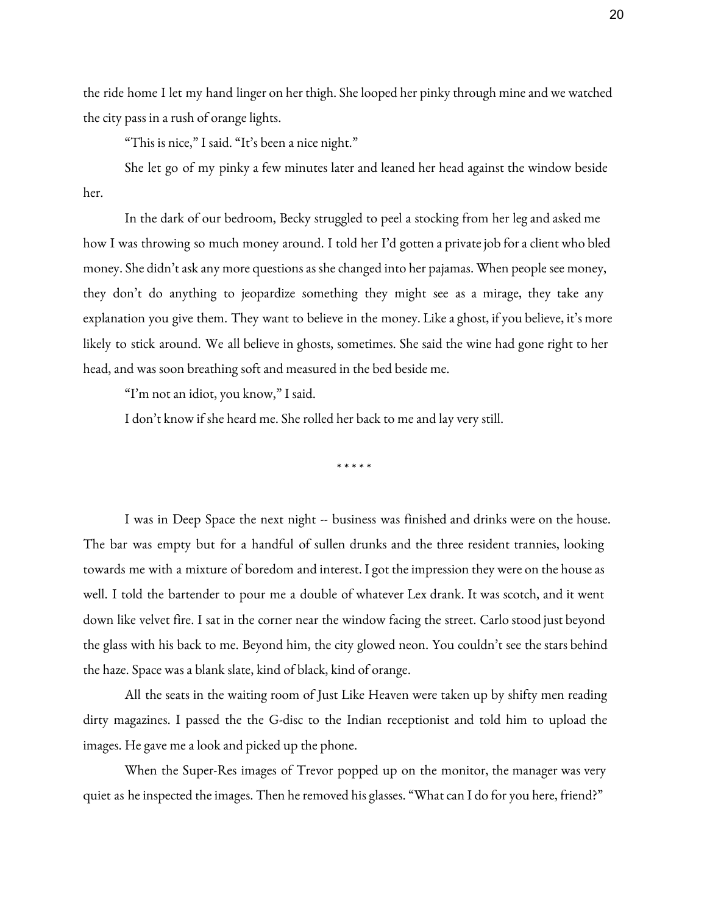the ride home I let my hand linger on her thigh. She looped her pinky through mine and we watched the city pass in a rush of orange lights.

"This is nice," I said. "It's been a nice night."

She let go of my pinky a few minutes later and leaned her head against the window beside her.

In the dark of our bedroom, Becky struggled to peel a stocking from her leg and asked me how I was throwing so much money around. I told her I'd gotten a private job for a client who bled money. She didn't ask any more questions as she changed into her pajamas. When people see money, they don't do anything to jeopardize something they might see as a mirage, they take any explanation you give them. They want to believe in the money. Like a ghost, if you believe, it's more likely to stick around. We all believe in ghosts, sometimes. She said the wine had gone right to her head, and was soon breathing soft and measured in the bed beside me.

"I'm not an idiot, you know," I said.

I don't know if she heard me. She rolled her back to me and lay very still.

\* \* \* \* \*

I was in Deep Space the next night -- business was finished and drinks were on the house. The bar was empty but for a handful of sullen drunks and the three resident trannies, looking towards me with a mixture of boredom and interest. I got the impression they were on the house as well. I told the bartender to pour me a double of whatever Lex drank. It was scotch, and it went down like velvet fire. I sat in the corner near the window facing the street. Carlo stood just beyond the glass with his back to me. Beyond him, the city glowed neon. You couldn't see the stars behind the haze. Space was a blank slate, kind of black, kind of orange.

All the seats in the waiting room of Just Like Heaven were taken up by shifty men reading dirty magazines. I passed the the G-disc to the Indian receptionist and told him to upload the images. He gave me a look and picked up the phone.

When the Super-Res images of Trevor popped up on the monitor, the manager was very quiet as he inspected the images. Then he removed his glasses. "What can I do for you here, friend?"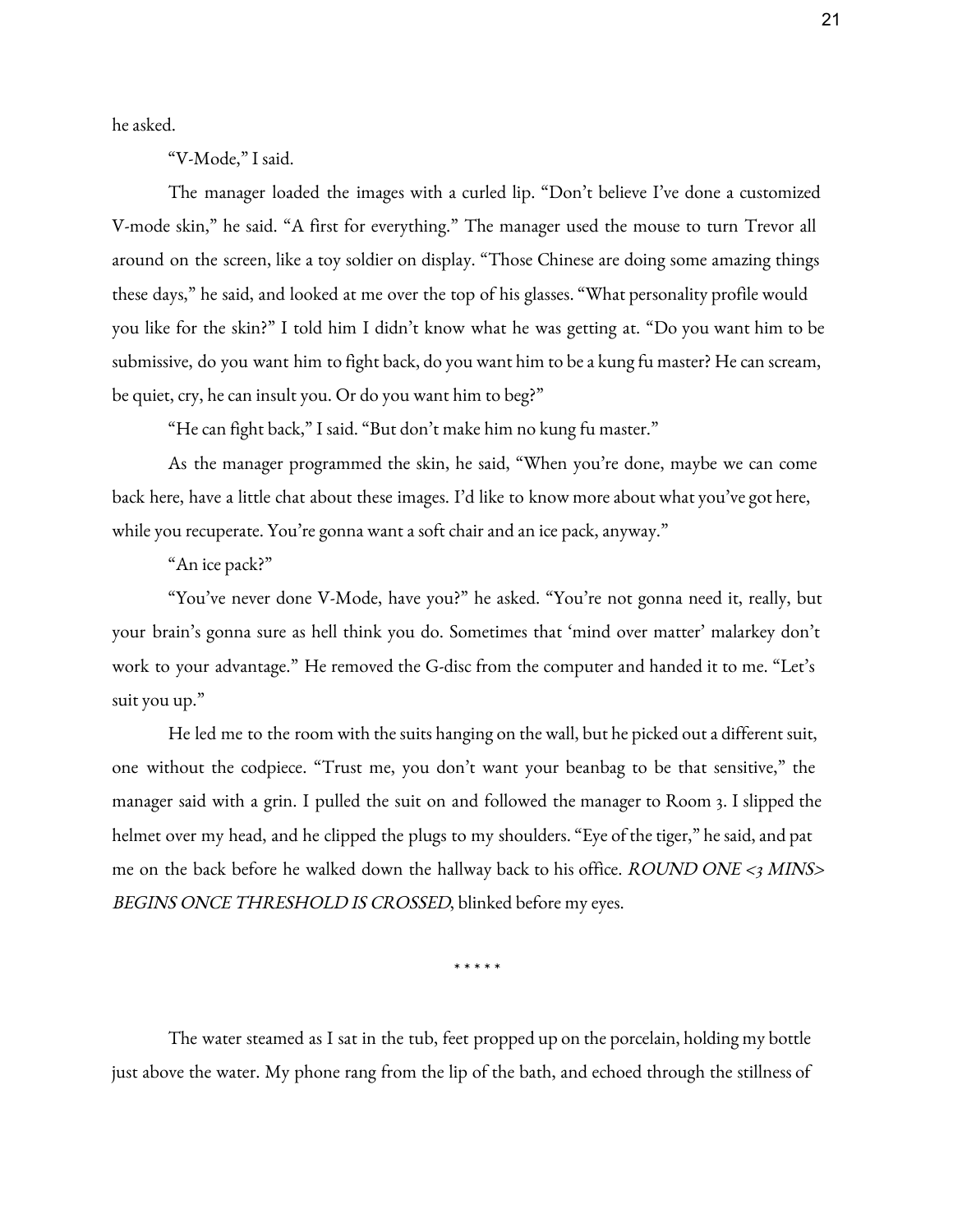he asked.

"V-Mode," I said.

The manager loaded the images with a curled lip. "Don't believe I've done a customized V-mode skin," he said. "A first for everything." The manager used the mouse to turn Trevor all around on the screen, like a toy soldier on display. "Those Chinese are doing some amazing things these days," he said, and looked at me over the top of his glasses. "What personality profile would you like for the skin?" I told him I didn't know what he was getting at. "Do you want him to be submissive, do you want him to fight back, do you want him to be a kung fu master? He can scream, be quiet, cry, he can insult you. Or do you want him to beg?"

"He can fight back," I said. "But don't make him no kung fu master."

As the manager programmed the skin, he said, "When you're done, maybe we can come back here, have a little chat about these images. I'd like to know more about what you've got here, while you recuperate. You're gonna want a soft chair and an ice pack, anyway."

"An ice pack?"

"You've never done V-Mode, have you?" he asked. "You're not gonna need it, really, but your brain's gonna sure as hell think you do. Sometimes that 'mind over matter' malarkey don't work to your advantage." He removed the G-disc from the computer and handed it to me. "Let's suit you up."

He led me to the room with the suits hanging on the wall, but he picked out a different suit, one without the codpiece. "Trust me, you don't want your beanbag to be that sensitive," the manager said with a grin. I pulled the suit on and followed the manager to Room 3. I slipped the helmet over my head, and he clipped the plugs to my shoulders. "Eye of the tiger," he said, and pat me on the back before he walked down the hallway back to his office. *ROUND ONE <3 MINS> BEGINS ONCE THRESHOLD IS CROSSED*, blinked before my eyes.

\* \* \* \* \*

The water steamed as I sat in the tub, feet propped up on the porcelain, holding my bottle just above the water. My phone rang from the lip of the bath, and echoed through the stillness of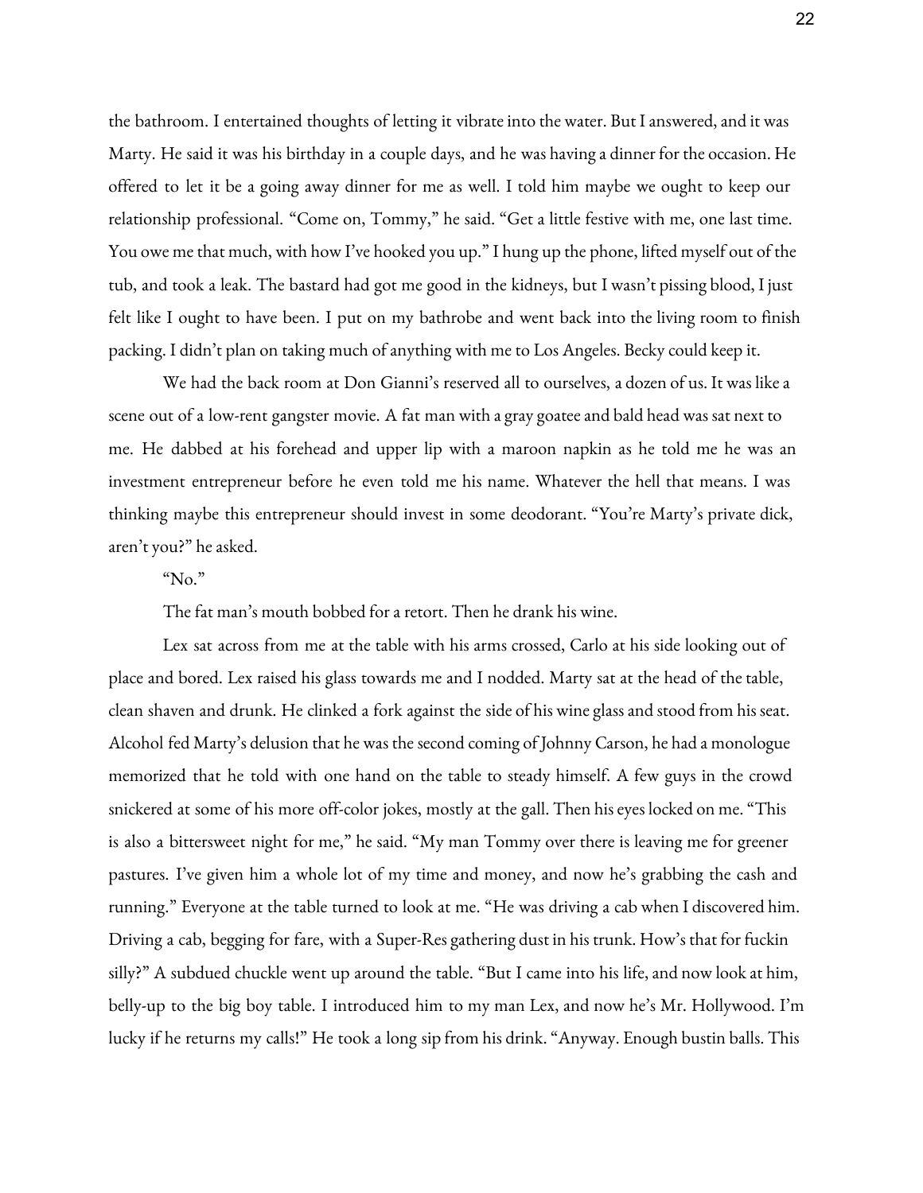the bathroom. I entertained thoughts of letting it vibrate into the water. But I answered, and it was Marty. He said it was his birthday in a couple days, and he was having a dinner for the occasion. He offered to let it be a going away dinner for me as well. I told him maybe we ought to keep our relationship professional. "Come on, Tommy," he said. "Get a little festive with me, one last time. You owe me that much, with how I've hooked you up." I hung up the phone, lifted myself out of the tub, and took a leak. The bastard had got me good in the kidneys, but I wasn't pissing blood, I just felt like I ought to have been. I put on my bathrobe and went back into the living room to finish packing. I didn't plan on taking much of anything with me to Los Angeles. Becky could keep it.

We had the back room at Don Gianni's reserved all to ourselves, a dozen of us. It was like a scene out of a low-rent gangster movie. A fat man with a gray goatee and bald head was sat next to me. He dabbed at his forehead and upper lip with a maroon napkin as he told me he was an investment entrepreneur before he even told me his name. Whatever the hell that means. I was thinking maybe this entrepreneur should invest in some deodorant. "You're Marty's private dick, aren't you?" he asked.

"No."

The fat man's mouth bobbed for a retort. Then he drank his wine.

Lex sat across from me at the table with his arms crossed, Carlo at his side looking out of place and bored. Lex raised his glass towards me and I nodded. Marty sat at the head of the table, clean shaven and drunk. He clinked a fork against the side of his wine glass and stood from his seat. Alcohol fed Marty's delusion that he was the second coming of Johnny Carson, he had a monologue memorized that he told with one hand on the table to steady himself. A few guys in the crowd snickered at some of his more off-color jokes, mostly at the gall. Then his eyes locked on me. "This is also a bittersweet night for me," he said. "My man Tommy over there is leaving me for greener pastures. I've given him a whole lot of my time and money, and now he's grabbing the cash and running." Everyone at the table turned to look at me. "He was driving a cab when I discovered him. Driving a cab, begging for fare, with a Super-Res gathering dust in his trunk. How's that for fuckin silly?" A subdued chuckle went up around the table. "But I came into his life, and now look at him, belly-up to the big boy table. I introduced him to my man Lex, and now he's Mr. Hollywood. I'm lucky if he returns my calls!" He took a long sip from his drink. "Anyway. Enough bustin balls. This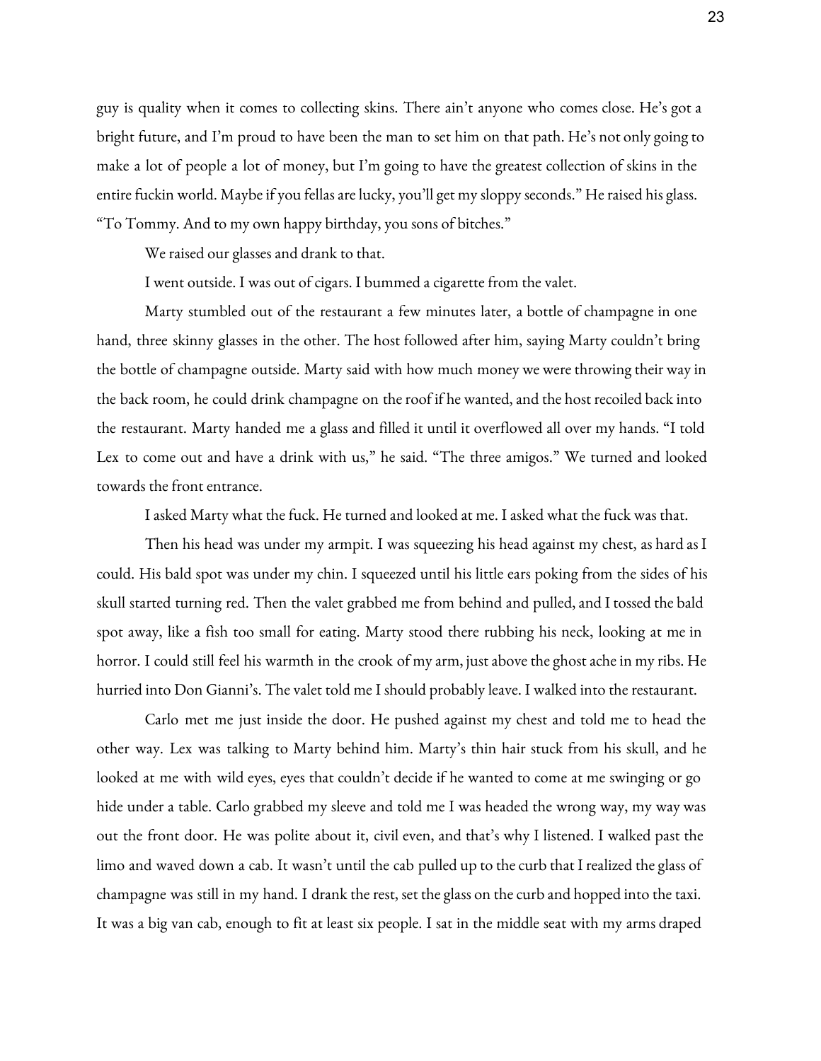guy is quality when it comes to collecting skins. There ain't anyone who comes close. He's got a bright future, and I'm proud to have been the man to set him on that path. He's not only going to make a lot of people a lot of money, but I'm going to have the greatest collection of skins in the entire fuckin world. Maybe if you fellas are lucky, you'll get my sloppy seconds." He raised his glass. "To Tommy. And to my own happy birthday, you sons of bitches."

We raised our glasses and drank to that.

I went outside. I was out of cigars. I bummed a cigarette from the valet.

Marty stumbled out of the restaurant a few minutes later, a bottle of champagne in one hand, three skinny glasses in the other. The host followed after him, saying Marty couldn't bring the bottle of champagne outside. Marty said with how much money we were throwing their way in the back room, he could drink champagne on the roof if he wanted, and the host recoiled back into the restaurant. Marty handed me a glass and filled it until it overflowed all over my hands. "I told Lex to come out and have a drink with us," he said. "The three amigos." We turned and looked towards the front entrance.

I asked Marty what the fuck. He turned and looked at me. I asked what the fuck was that.

Then his head was under my armpit. I was squeezing his head against my chest, as hard as I could. His bald spot was under my chin. I squeezed until his little ears poking from the sides of his skull started turning red. Then the valet grabbed me from behind and pulled, and I tossed the bald spot away, like a fish too small for eating. Marty stood there rubbing his neck, looking at me in horror. I could still feel his warmth in the crook of my arm, just above the ghost ache in my ribs. He hurried into Don Gianni's. The valet told me I should probably leave. I walked into the restaurant.

Carlo met me just inside the door. He pushed against my chest and told me to head the other way. Lex was talking to Marty behind him. Marty's thin hair stuck from his skull, and he looked at me with wild eyes, eyes that couldn't decide if he wanted to come at me swinging or go hide under a table. Carlo grabbed my sleeve and told me I was headed the wrong way, my way was out the front door. He was polite about it, civil even, and that's why I listened. I walked past the limo and waved down a cab. It wasn't until the cab pulled up to the curb that I realized the glass of champagne was still in my hand. I drank the rest, set the glass on the curb and hopped into the taxi. It was a big van cab, enough to fit at least six people. I sat in the middle seat with my arms draped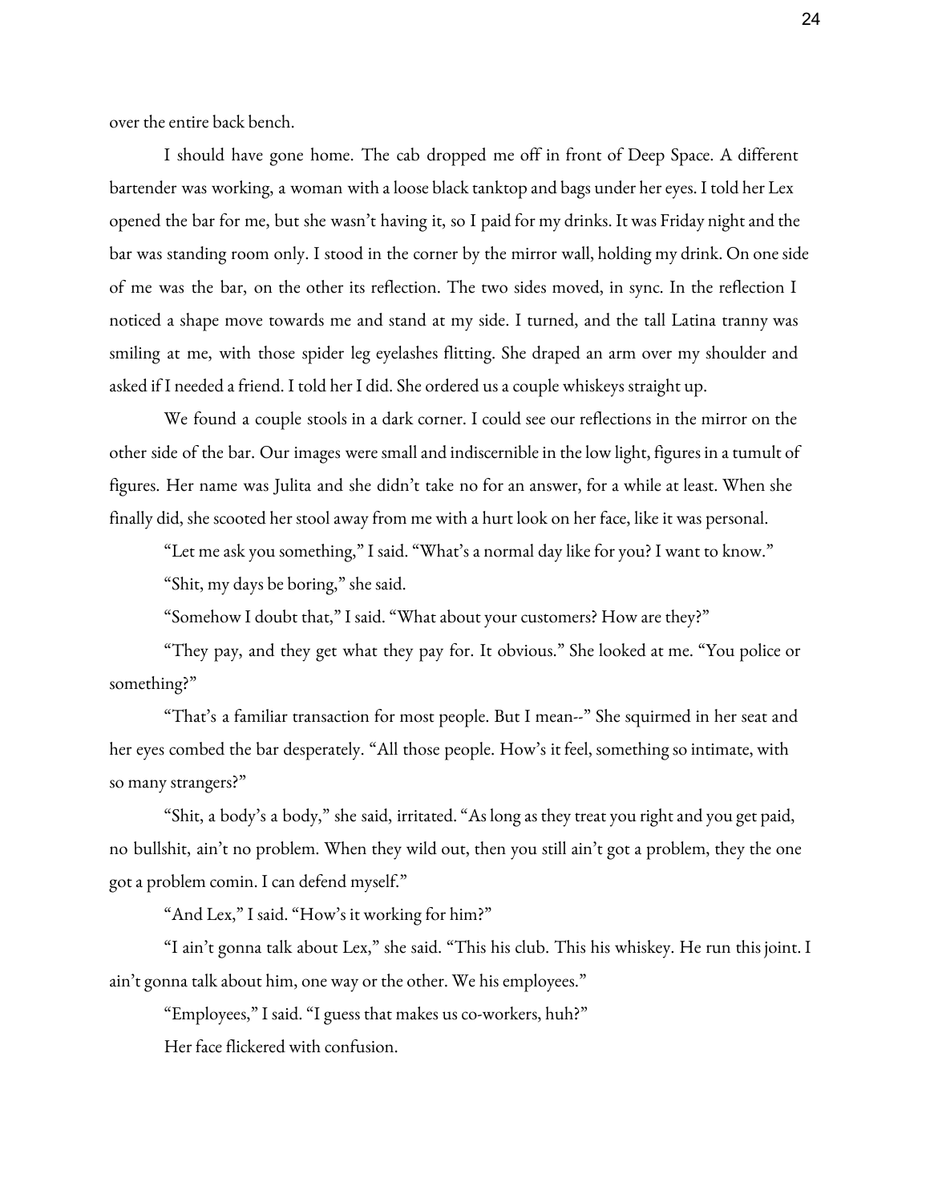over the entire back bench.

I should have gone home. The cab dropped me off in front of Deep Space. A different bartender was working, a woman with a loose black tanktop and bags under her eyes. I told her Lex opened the bar for me, but she wasn't having it, so I paid for my drinks. It was Friday night and the bar was standing room only. I stood in the corner by the mirror wall, holding my drink. On one side of me was the bar, on the other its reflection. The two sides moved, in sync. In the reflection I noticed a shape move towards me and stand at my side. I turned, and the tall Latina tranny was smiling at me, with those spider leg eyelashes flitting. She draped an arm over my shoulder and asked if I needed a friend. I told her I did. She ordered us a couple whiskeys straight up.

We found a couple stools in a dark corner. I could see our reflections in the mirror on the other side of the bar. Our images were small and indiscernible in the low light, figures in a tumult of figures. Her name was Julita and she didn't take no for an answer, for a while at least. When she finally did, she scooted her stool away from me with a hurt look on her face, like it was personal.

"Let me ask you something," I said. "What's a normal day like for you? I want to know."

"Shit, my days be boring," she said.

"Somehow I doubt that," I said. "What about your customers? How are they?"

"They pay, and they get what they pay for. It obvious." She looked at me. "You police or something?"

"That's a familiar transaction for most people. But I mean--" She squirmed in her seat and her eyes combed the bar desperately. "All those people. How's it feel, something so intimate, with so many strangers?"

"Shit, a body's a body," she said, irritated. "As long as they treat you right and you get paid, no bullshit, ain't no problem. When they wild out, then you still ain't got a problem, they the one got a problem comin. I can defend myself."

"And Lex," I said. "How's it working for him?"

"I ain't gonna talk about Lex," she said. "This his club. This his whiskey. He run this joint. I ain't gonna talk about him, one way or the other. We his employees."

"Employees," I said. "I guess that makes us co-workers, huh?"

Her face flickered with confusion.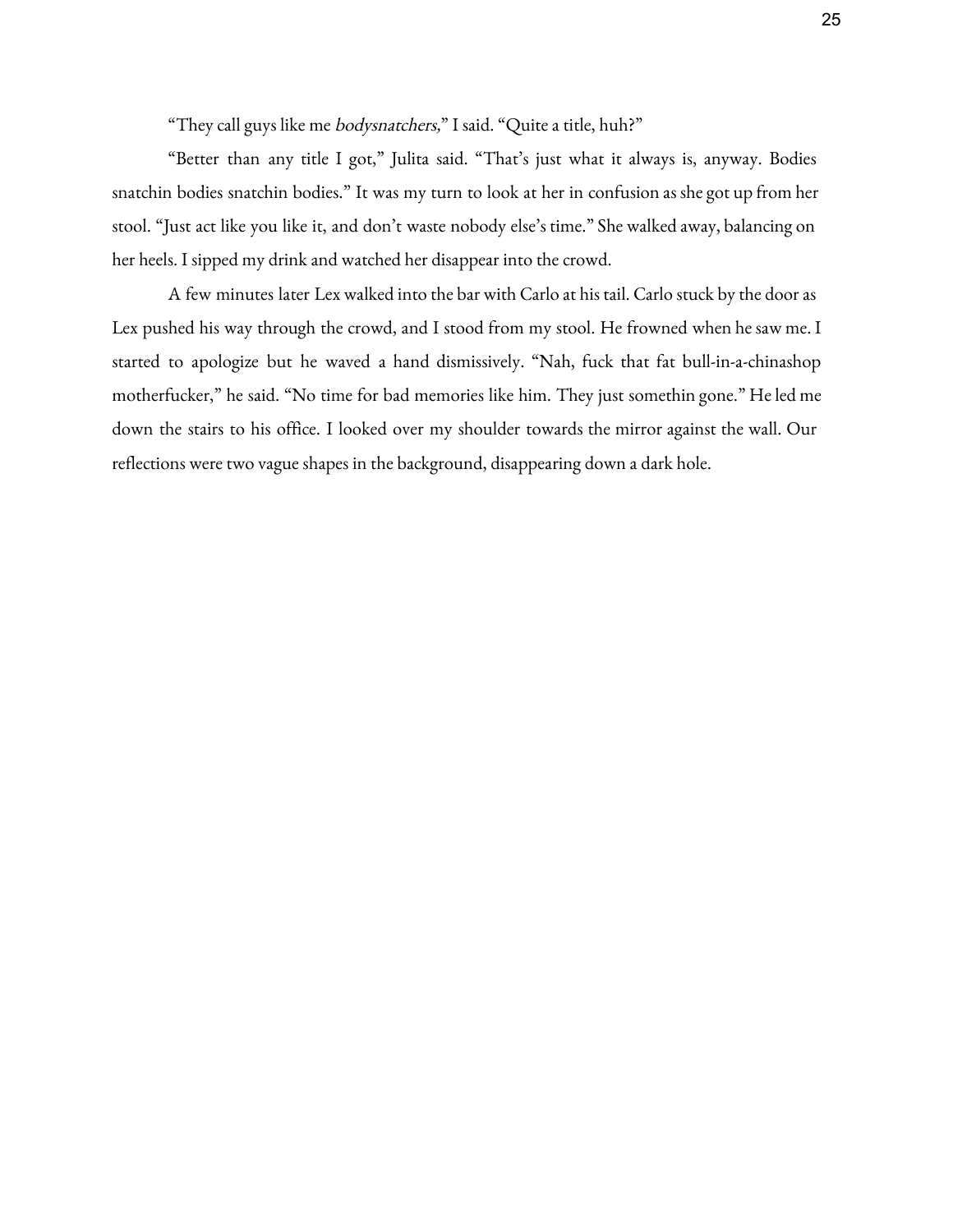"They call guys like me *bodysnatchers,*" I said. "Quite a title, huh?"

"Better than any title I got," Julita said. "That's just what it always is, anyway. Bodies snatchin bodies snatchin bodies." It was my turn to look at her in confusion as she got up from her stool. "Just act like you like it, and don't waste nobody else's time." She walked away, balancing on her heels. I sipped my drink and watched her disappear into the crowd.

A few minutes later Lex walked into the bar with Carlo at his tail. Carlo stuck by the door as Lex pushed his way through the crowd, and I stood from my stool. He frowned when he saw me. I started to apologize but he waved a hand dismissively. "Nah, fuck that fat bull-in-a-chinashop motherfucker," he said. "No time for bad memories like him. They just somethin gone." He led me down the stairs to his office. I looked over my shoulder towards the mirror against the wall. Our reflections were two vague shapes in the background, disappearing down a dark hole.